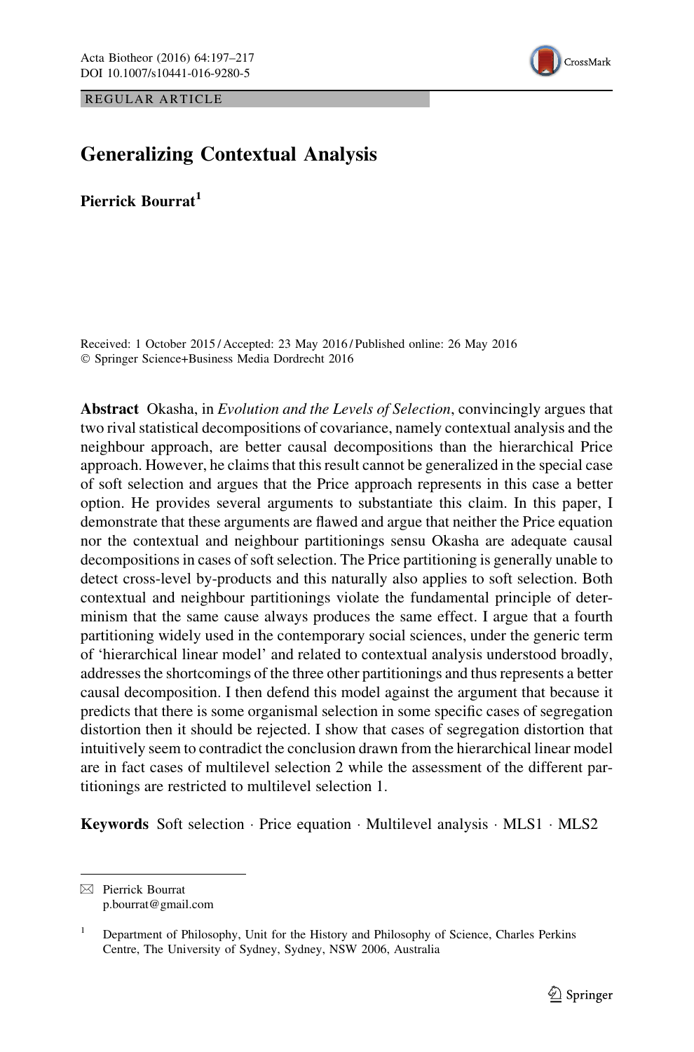REGULAR ARTICLE

# Generalizing Contextual Analysis

**Pierrick Bourrat**[1]

Received: 1 October 2015 / Accepted: 23 May 2016 / Published online: 26 May 2016
© Springer Science+Business Media Dordrecht 2016

**Abstract** Okasha, in *Evolution and the Levels of Selection*, convincingly argues that two rival statistical decompositions of covariance, namely contextual analysis and the neighbour approach, are better causal decompositions than the hierarchical Price approach. However, he claims that this result cannot be generalized in the special case of soft selection and argues that the Price approach represents in this case a better option. He provides several arguments to substantiate this claim. In this paper, I demonstrate that these arguments are flawed and argue that neither the Price equation nor the contextual and neighbour partitionings sensu Okasha are adequate causal decompositions in cases of soft selection. The Price partitioning is generally unable to detect cross-level by-products and this naturally also applies to soft selection. Both contextual and neighbour partitionings violate the fundamental principle of determinism that the same cause always produces the same effect. I argue that a fourth partitioning widely used in the contemporary social sciences, under the generic term of 'hierarchical linear model' and related to contextual analysis understood broadly, addresses the shortcomings of the three other partitionings and thus represents a better causal decomposition. I then defend this model against the argument that because it predicts that there is some organismal selection in some specific cases of segregation distortion then it should be rejected. I show that cases of segregation distortion that intuitively seem to contradict the conclusion drawn from the hierarchical linear model are in fact cases of multilevel selection 2 while the assessment of the different partitionings are restricted to multilevel selection 1.

**Keywords** Soft selection · Price equation · Multilevel analysis · MLS1 · MLS2

---

✉ Pierrick Bourrat
p.bourrat@gmail.com

[1] Department of Philosophy, Unit for the History and Philosophy of Science, Charles Perkins Centre, The University of Sydney, Sydney, NSW 2006, Australia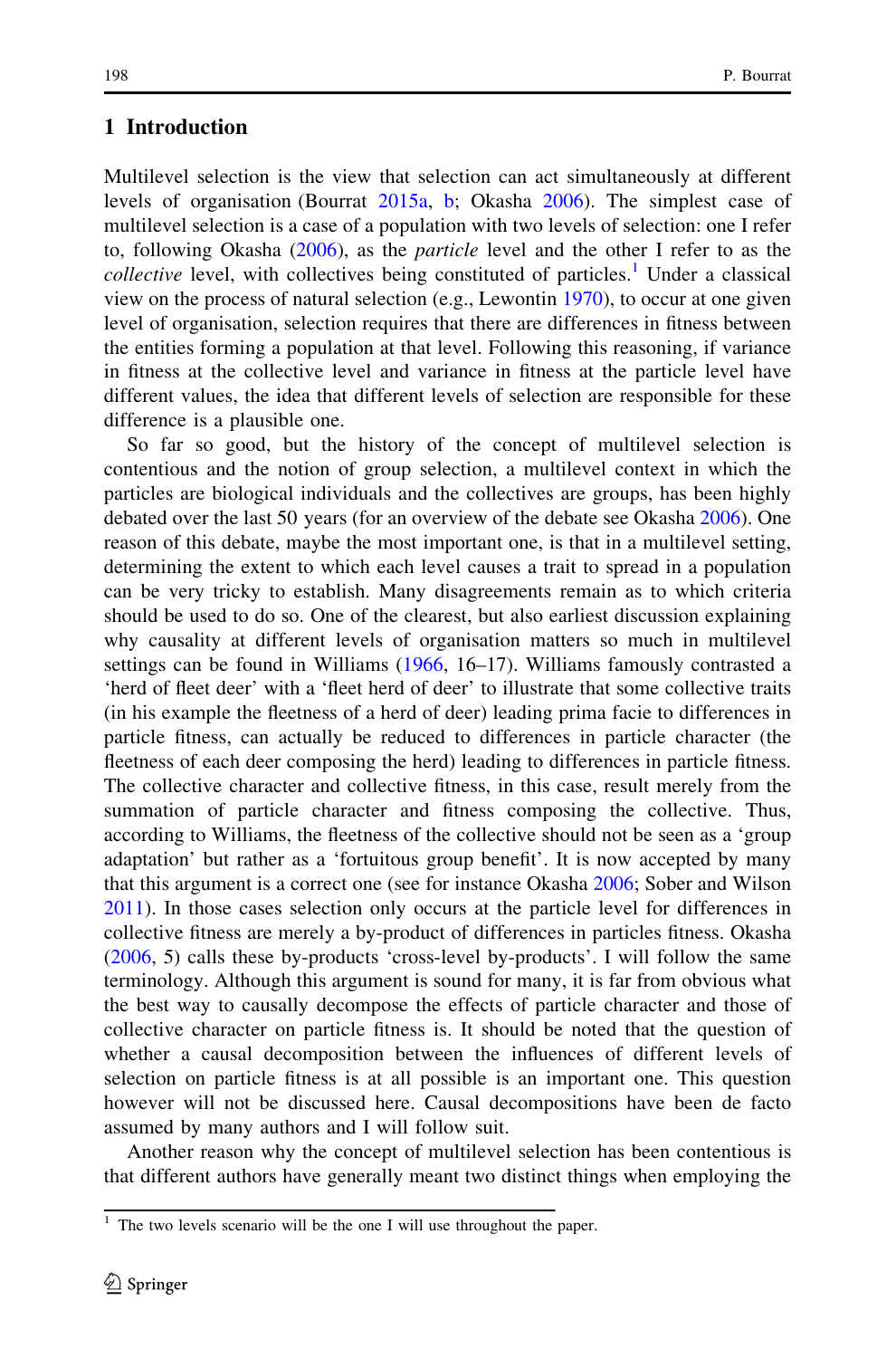## 1 Introduction

Multilevel selection is the view that selection can act simultaneously at different levels of organisation (Bourrat 2015a, b; Okasha 2006). The simplest case of multilevel selection is a case of a population with two levels of selection: one I refer to, following Okasha (2006), as the *particle* level and the other I refer to as the *collective* level, with collectives being constituted of particles.[1] Under a classical view on the process of natural selection (e.g., Lewontin 1970), to occur at one given level of organisation, selection requires that there are differences in fitness between the entities forming a population at that level. Following this reasoning, if variance in fitness at the collective level and variance in fitness at the particle level have different values, the idea that different levels of selection are responsible for these difference is a plausible one.

So far so good, but the history of the concept of multilevel selection is contentious and the notion of group selection, a multilevel context in which the particles are biological individuals and the collectives are groups, has been highly debated over the last 50 years (for an overview of the debate see Okasha 2006). One reason of this debate, maybe the most important one, is that in a multilevel setting, determining the extent to which each level causes a trait to spread in a population can be very tricky to establish. Many disagreements remain as to which criteria should be used to do so. One of the clearest, but also earliest discussion explaining why causality at different levels of organisation matters so much in multilevel settings can be found in Williams (1966, 16–17). Williams famously contrasted a 'herd of fleet deer' with a 'fleet herd of deer' to illustrate that some collective traits (in his example the fleetness of a herd of deer) leading prima facie to differences in particle fitness, can actually be reduced to differences in particle character (the fleetness of each deer composing the herd) leading to differences in particle fitness. The collective character and collective fitness, in this case, result merely from the summation of particle character and fitness composing the collective. Thus, according to Williams, the fleetness of the collective should not be seen as a 'group adaptation' but rather as a 'fortuitous group benefit'. It is now accepted by many that this argument is a correct one (see for instance Okasha 2006; Sober and Wilson 2011). In those cases selection only occurs at the particle level for differences in collective fitness are merely a by-product of differences in particles fitness. Okasha (2006, 5) calls these by-products 'cross-level by-products'. I will follow the same terminology. Although this argument is sound for many, it is far from obvious what the best way to causally decompose the effects of particle character and those of collective character on particle fitness is. It should be noted that the question of whether a causal decomposition between the influences of different levels of selection on particle fitness is at all possible is an important one. This question however will not be discussed here. Causal decompositions have been de facto assumed by many authors and I will follow suit.

Another reason why the concept of multilevel selection has been contentious is that different authors have generally meant two distinct things when employing the

[1] The two levels scenario will be the one I will use throughout the paper.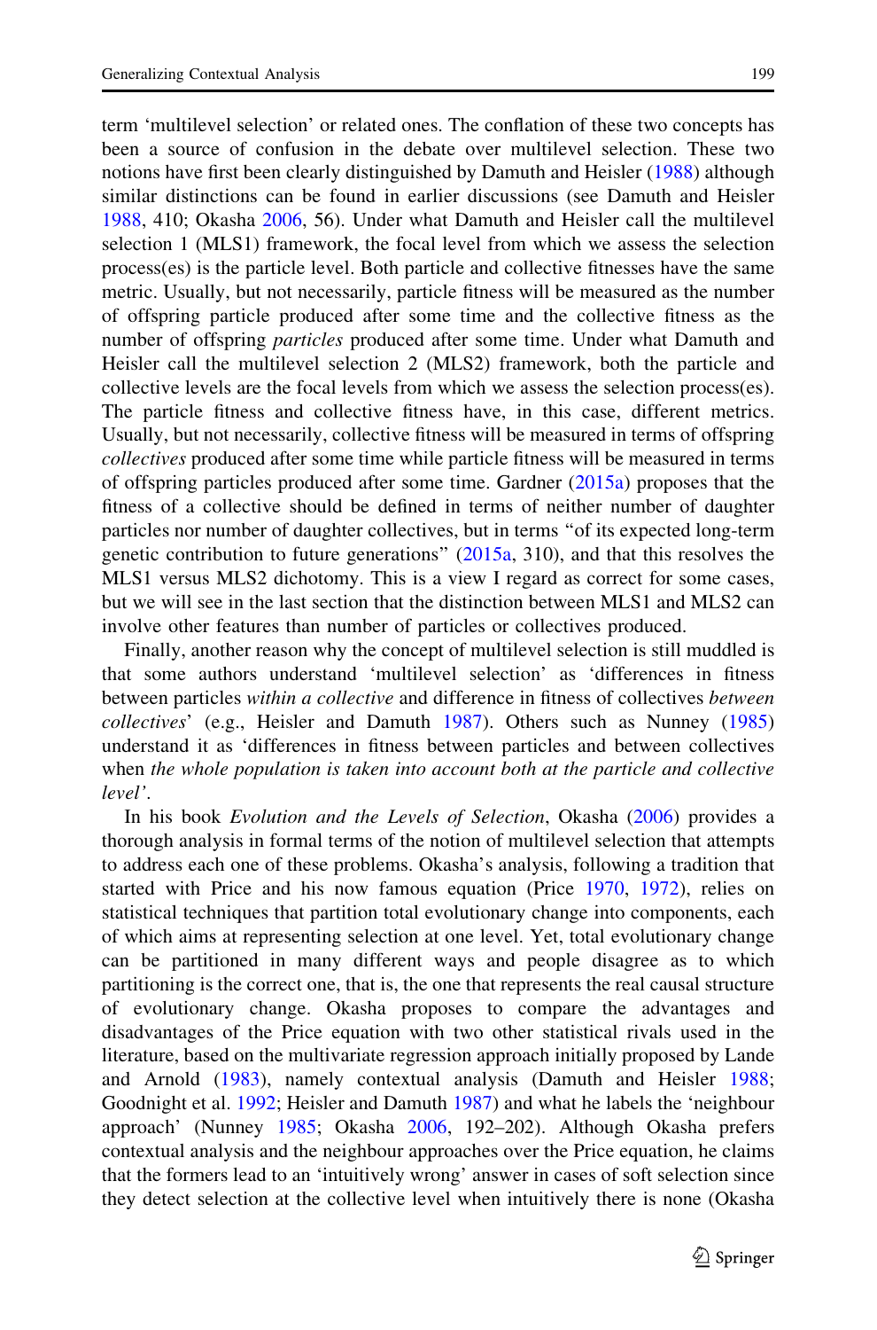term 'multilevel selection' or related ones. The conflation of these two concepts has been a source of confusion in the debate over multilevel selection. These two notions have first been clearly distinguished by Damuth and Heisler (1988) although similar distinctions can be found in earlier discussions (see Damuth and Heisler 1988, 410; Okasha 2006, 56). Under what Damuth and Heisler call the multilevel selection 1 (MLS1) framework, the focal level from which we assess the selection process(es) is the particle level. Both particle and collective fitnesses have the same metric. Usually, but not necessarily, particle fitness will be measured as the number of offspring particle produced after some time and the collective fitness as the number of offspring *particles* produced after some time. Under what Damuth and Heisler call the multilevel selection 2 (MLS2) framework, both the particle and collective levels are the focal levels from which we assess the selection process(es). The particle fitness and collective fitness have, in this case, different metrics. Usually, but not necessarily, collective fitness will be measured in terms of offspring *collectives* produced after some time while particle fitness will be measured in terms of offspring particles produced after some time. Gardner (2015a) proposes that the fitness of a collective should be defined in terms of neither number of daughter particles nor number of daughter collectives, but in terms "of its expected long-term genetic contribution to future generations" (2015a, 310), and that this resolves the MLS1 versus MLS2 dichotomy. This is a view I regard as correct for some cases, but we will see in the last section that the distinction between MLS1 and MLS2 can involve other features than number of particles or collectives produced.

Finally, another reason why the concept of multilevel selection is still muddled is that some authors understand 'multilevel selection' as 'differences in fitness between particles *within a collective* and difference in fitness of collectives *between collectives*' (e.g., Heisler and Damuth 1987). Others such as Nunney (1985) understand it as 'differences in fitness between particles and between collectives when *the whole population is taken into account both at the particle and collective level'*.

In his book *Evolution and the Levels of Selection*, Okasha (2006) provides a thorough analysis in formal terms of the notion of multilevel selection that attempts to address each one of these problems. Okasha's analysis, following a tradition that started with Price and his now famous equation (Price 1970, 1972), relies on statistical techniques that partition total evolutionary change into components, each of which aims at representing selection at one level. Yet, total evolutionary change can be partitioned in many different ways and people disagree as to which partitioning is the correct one, that is, the one that represents the real causal structure of evolutionary change. Okasha proposes to compare the advantages and disadvantages of the Price equation with two other statistical rivals used in the literature, based on the multivariate regression approach initially proposed by Lande and Arnold (1983), namely contextual analysis (Damuth and Heisler 1988; Goodnight et al. 1992; Heisler and Damuth 1987) and what he labels the 'neighbour approach' (Nunney 1985; Okasha 2006, 192–202). Although Okasha prefers contextual analysis and the neighbour approaches over the Price equation, he claims that the formers lead to an 'intuitively wrong' answer in cases of soft selection since they detect selection at the collective level when intuitively there is none (Okasha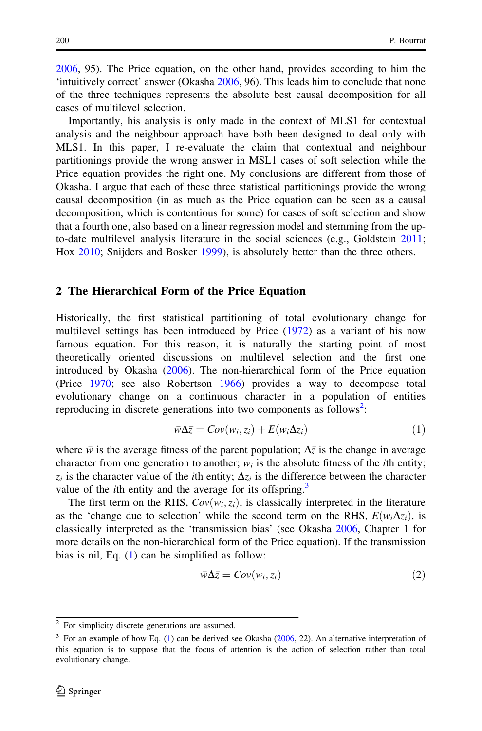2006, 95). The Price equation, on the other hand, provides according to him the 'intuitively correct' answer (Okasha 2006, 96). This leads him to conclude that none of the three techniques represents the absolute best causal decomposition for all cases of multilevel selection.

Importantly, his analysis is only made in the context of MLS1 for contextual analysis and the neighbour approach have both been designed to deal only with MLS1. In this paper, I re-evaluate the claim that contextual and neighbour partitionings provide the wrong answer in MSL1 cases of soft selection while the Price equation provides the right one. My conclusions are different from those of Okasha. I argue that each of these three statistical partitionings provide the wrong causal decomposition (in as much as the Price equation can be seen as a causal decomposition, which is contentious for some) for cases of soft selection and show that a fourth one, also based on a linear regression model and stemming from the up-to-date multilevel analysis literature in the social sciences (e.g., Goldstein 2011; Hox 2010; Snijders and Bosker 1999), is absolutely better than the three others.

## 2 The Hierarchical Form of the Price Equation

Historically, the first statistical partitioning of total evolutionary change for multilevel settings has been introduced by Price (1972) as a variant of his now famous equation. For this reason, it is naturally the starting point of most theoretically oriented discussions on multilevel selection and the first one introduced by Okasha (2006). The non-hierarchical form of the Price equation (Price 1970; see also Robertson 1966) provides a way to decompose total evolutionary change on a continuous character in a population of entities reproducing in discrete generations into two components as follows[2]:

$$\bar{w}\Delta\bar{z} = Cov(w_i, z_i) + E(w_i\Delta z_i) \tag{1}$$

where $\bar{w}$ is the average fitness of the parent population; $\Delta\bar{z}$ is the change in average character from one generation to another; $w_i$ is the absolute fitness of the $i$th entity; $z_i$ is the character value of the $i$th entity; $\Delta z_i$ is the difference between the character value of the $i$th entity and the average for its offspring.[3]

The first term on the RHS, $Cov(w_i, z_i)$, is classically interpreted in the literature as the 'change due to selection' while the second term on the RHS, $E(w_i\Delta z_i)$, is classically interpreted as the 'transmission bias' (see Okasha 2006, Chapter 1 for more details on the non-hierarchical form of the Price equation). If the transmission bias is nil, Eq. (1) can be simplified as follow:

$$\bar{w}\Delta\bar{z} = Cov(w_i, z_i) \tag{2}$$

---

[2] For simplicity discrete generations are assumed.

[3] For an example of how Eq. (1) can be derived see Okasha (2006, 22). An alternative interpretation of this equation is to suppose that the focus of attention is the action of selection rather than total evolutionary change.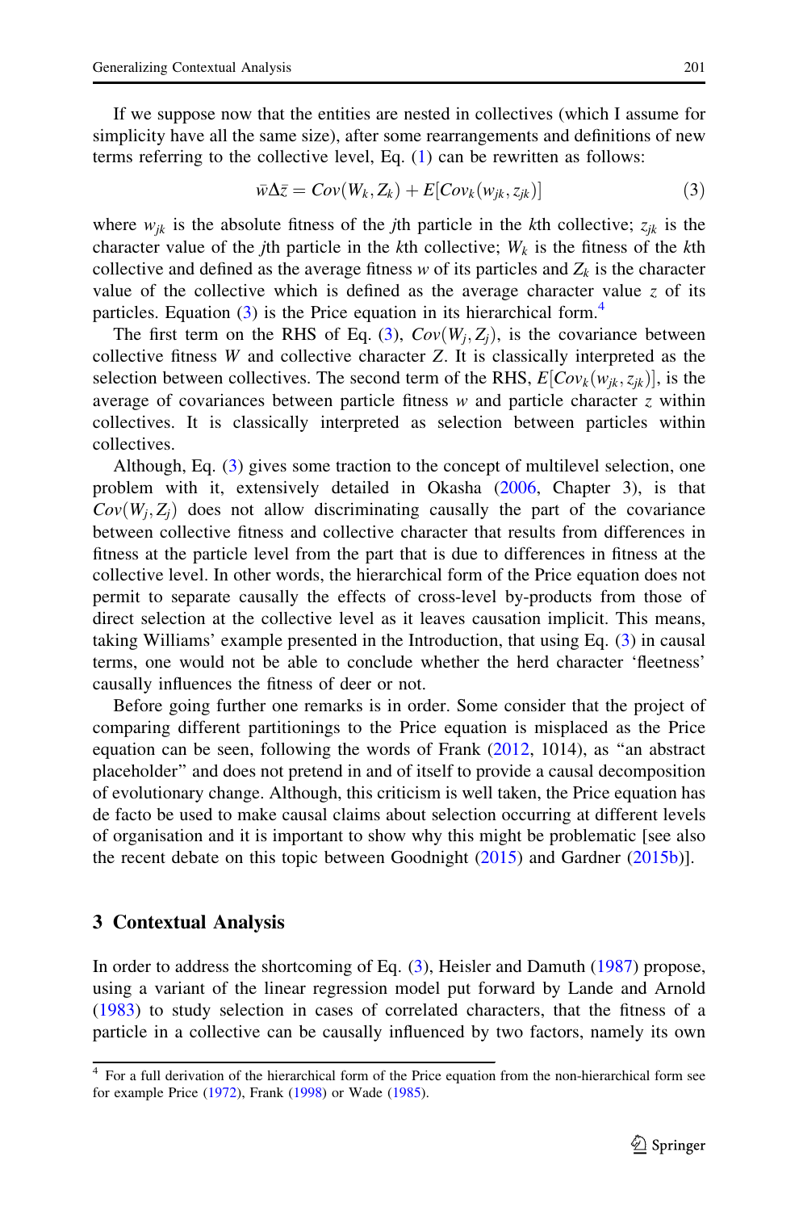If we suppose now that the entities are nested in collectives (which I assume for simplicity have all the same size), after some rearrangements and definitions of new terms referring to the collective level, Eq. (1) can be rewritten as follows:

$$\bar{w}\Delta\bar{z} = Cov(W_k, Z_k) + E[Cov_k(w_{jk}, z_{jk})] \tag{3}$$

where $w_{jk}$ is the absolute fitness of the $j$th particle in the $k$th collective; $z_{jk}$ is the character value of the $j$th particle in the $k$th collective; $W_k$ is the fitness of the $k$th collective and defined as the average fitness $w$ of its particles and $Z_k$ is the character value of the collective which is defined as the average character value $z$ of its particles. Equation (3) is the Price equation in its hierarchical form.[4]

The first term on the RHS of Eq. (3), $Cov(W_j, Z_j)$, is the covariance between collective fitness $W$ and collective character $Z$. It is classically interpreted as the selection between collectives. The second term of the RHS, $E[Cov_k(w_{jk}, z_{jk})]$, is the average of covariances between particle fitness $w$ and particle character $z$ within collectives. It is classically interpreted as selection between particles within collectives.

Although, Eq. (3) gives some traction to the concept of multilevel selection, one problem with it, extensively detailed in Okasha (2006, Chapter 3), is that $Cov(W_j, Z_j)$ does not allow discriminating causally the part of the covariance between collective fitness and collective character that results from differences in fitness at the particle level from the part that is due to differences in fitness at the collective level. In other words, the hierarchical form of the Price equation does not permit to separate causally the effects of cross-level by-products from those of direct selection at the collective level as it leaves causation implicit. This means, taking Williams' example presented in the Introduction, that using Eq. (3) in causal terms, one would not be able to conclude whether the herd character 'fleetness' causally influences the fitness of deer or not.

Before going further one remarks is in order. Some consider that the project of comparing different partitionings to the Price equation is misplaced as the Price equation can be seen, following the words of Frank (2012, 1014), as "an abstract placeholder" and does not pretend in and of itself to provide a causal decomposition of evolutionary change. Although, this criticism is well taken, the Price equation has de facto be used to make causal claims about selection occurring at different levels of organisation and it is important to show why this might be problematic [see also the recent debate on this topic between Goodnight (2015) and Gardner (2015b)].

## 3 Contextual Analysis

In order to address the shortcoming of Eq. (3), Heisler and Damuth (1987) propose, using a variant of the linear regression model put forward by Lande and Arnold (1983) to study selection in cases of correlated characters, that the fitness of a particle in a collective can be causally influenced by two factors, namely its own

[4] For a full derivation of the hierarchical form of the Price equation from the non-hierarchical form see for example Price (1972), Frank (1998) or Wade (1985).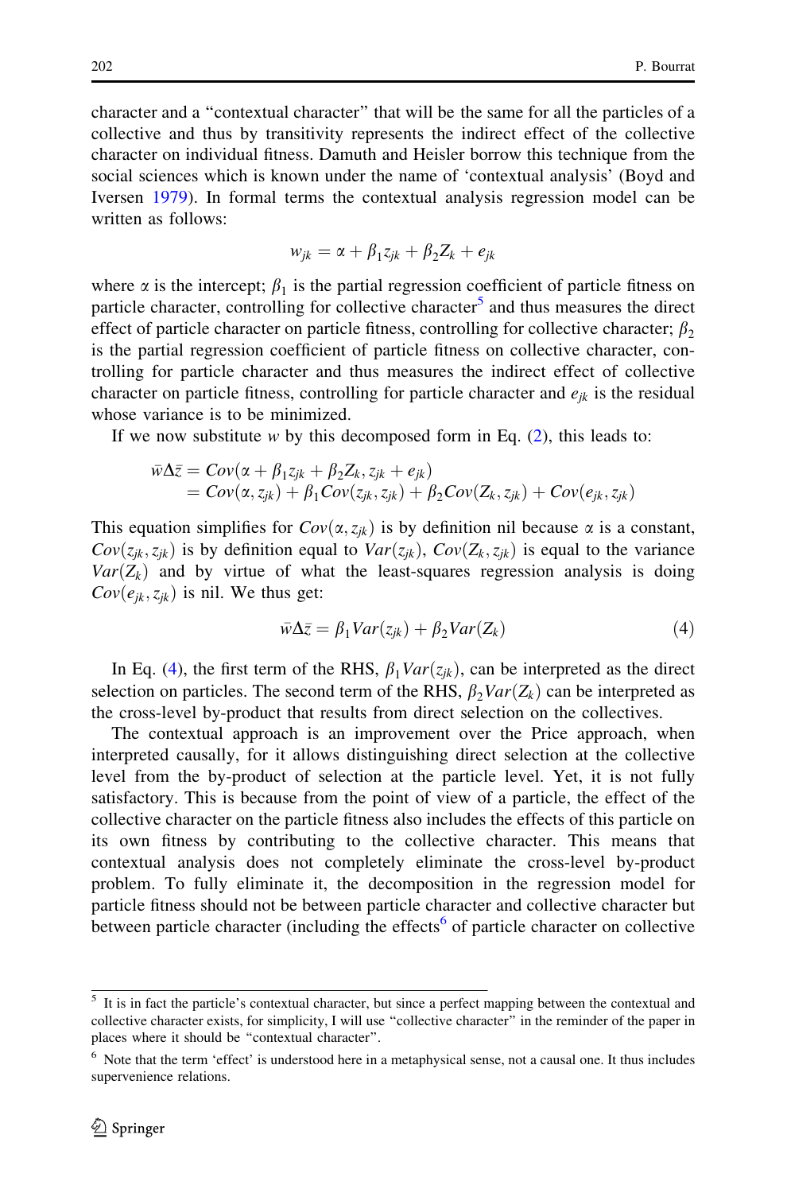character and a "contextual character" that will be the same for all the particles of a collective and thus by transitivity represents the indirect effect of the collective character on individual fitness. Damuth and Heisler borrow this technique from the social sciences which is known under the name of 'contextual analysis' (Boyd and Iversen 1979). In formal terms the contextual analysis regression model can be written as follows:

$$w_{jk} = \alpha + \beta_1 z_{jk} + \beta_2 Z_k + e_{jk}$$

where $\alpha$ is the intercept; $\beta_1$ is the partial regression coefficient of particle fitness on particle character, controlling for collective character[5] and thus measures the direct effect of particle character on particle fitness, controlling for collective character; $\beta_2$ is the partial regression coefficient of particle fitness on collective character, controlling for particle character and thus measures the indirect effect of collective character on particle fitness, controlling for particle character and $e_{jk}$ is the residual whose variance is to be minimized.

If we now substitute $w$ by this decomposed form in Eq. (2), this leads to:

$$\begin{aligned}\bar{w}\Delta\bar{z} &= Cov(\alpha + \beta_1 z_{jk} + \beta_2 Z_k, z_{jk} + e_{jk}) \\ &= Cov(\alpha, z_{jk}) + \beta_1 Cov(z_{jk}, z_{jk}) + \beta_2 Cov(Z_k, z_{jk}) + Cov(e_{jk}, z_{jk})\end{aligned}$$

This equation simplifies for $Cov(\alpha, z_{jk})$ is by definition nil because $\alpha$ is a constant, $Cov(z_{jk}, z_{jk})$ is by definition equal to $Var(z_{jk})$, $Cov(Z_k, z_{jk})$ is equal to the variance $Var(Z_k)$ and by virtue of what the least-squares regression analysis is doing $Cov(e_{jk}, z_{jk})$ is nil. We thus get:

$$\bar{w}\Delta\bar{z} = \beta_1 Var(z_{jk}) + \beta_2 Var(Z_k) \tag{4}$$

In Eq. (4), the first term of the RHS, $\beta_1 Var(z_{jk})$, can be interpreted as the direct selection on particles. The second term of the RHS, $\beta_2 Var(Z_k)$ can be interpreted as the cross-level by-product that results from direct selection on the collectives.

The contextual approach is an improvement over the Price approach, when interpreted causally, for it allows distinguishing direct selection at the collective level from the by-product of selection at the particle level. Yet, it is not fully satisfactory. This is because from the point of view of a particle, the effect of the collective character on the particle fitness also includes the effects of this particle on its own fitness by contributing to the collective character. This means that contextual analysis does not completely eliminate the cross-level by-product problem. To fully eliminate it, the decomposition in the regression model for particle fitness should not be between particle character and collective character but between particle character (including the effects[6] of particle character on collective

[5] It is in fact the particle's contextual character, but since a perfect mapping between the contextual and collective character exists, for simplicity, I will use "collective character" in the reminder of the paper in places where it should be "contextual character".

[6] Note that the term 'effect' is understood here in a metaphysical sense, not a causal one. It thus includes supervenience relations.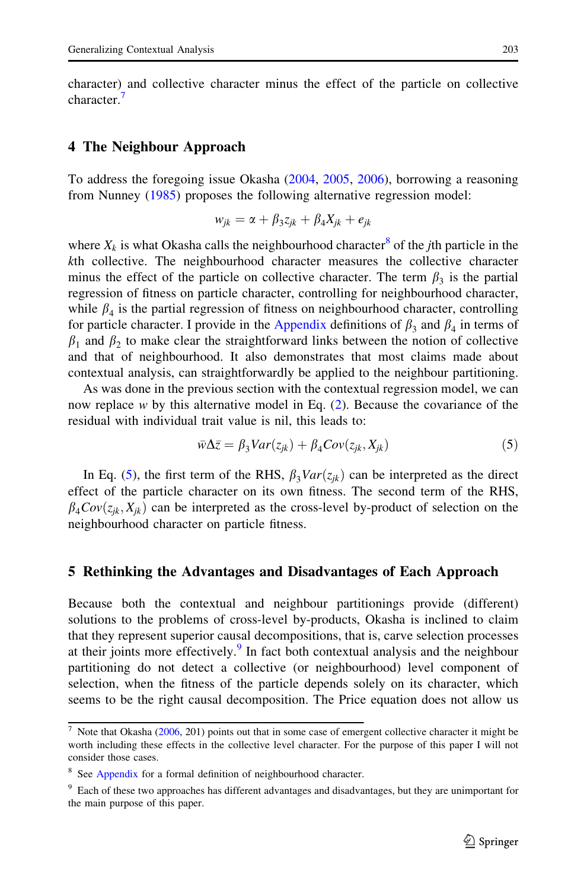character) and collective character minus the effect of the particle on collective character.[7]

## 4 The Neighbour Approach

To address the foregoing issue Okasha (2004, 2005, 2006), borrowing a reasoning from Nunney (1985) proposes the following alternative regression model:

$$w_{jk} = \alpha + \beta_3 z_{jk} + \beta_4 X_{jk} + e_{jk}$$

where $X_k$ is what Okasha calls the neighbourhood character[8] of the $j$th particle in the $k$th collective. The neighbourhood character measures the collective character minus the effect of the particle on collective character. The term $\beta_3$ is the partial regression of fitness on particle character, controlling for neighbourhood character, while $\beta_4$ is the partial regression of fitness on neighbourhood character, controlling for particle character. I provide in the Appendix definitions of $\beta_3$ and $\beta_4$ in terms of $\beta_1$ and $\beta_2$ to make clear the straightforward links between the notion of collective and that of neighbourhood. It also demonstrates that most claims made about contextual analysis, can straightforwardly be applied to the neighbour partitioning.

As was done in the previous section with the contextual regression model, we can now replace $w$ by this alternative model in Eq. (2). Because the covariance of the residual with individual trait value is nil, this leads to:

$$\bar{w}\Delta\bar{z} = \beta_3 Var(z_{jk}) + \beta_4 Cov(z_{jk}, X_{jk}) \tag{5}$$

In Eq. (5), the first term of the RHS, $\beta_3 Var(z_{jk})$ can be interpreted as the direct effect of the particle character on its own fitness. The second term of the RHS, $\beta_4 Cov(z_{jk}, X_{jk})$ can be interpreted as the cross-level by-product of selection on the neighbourhood character on particle fitness.

## 5 Rethinking the Advantages and Disadvantages of Each Approach

Because both the contextual and neighbour partitionings provide (different) solutions to the problems of cross-level by-products, Okasha is inclined to claim that they represent superior causal decompositions, that is, carve selection processes at their joints more effectively.[9] In fact both contextual analysis and the neighbour partitioning do not detect a collective (or neighbourhood) level component of selection, when the fitness of the particle depends solely on its character, which seems to be the right causal decomposition. The Price equation does not allow us

[7] Note that Okasha (2006, 201) points out that in some case of emergent collective character it might be worth including these effects in the collective level character. For the purpose of this paper I will not consider those cases.

[8] See Appendix for a formal definition of neighbourhood character.

[9] Each of these two approaches has different advantages and disadvantages, but they are unimportant for the main purpose of this paper.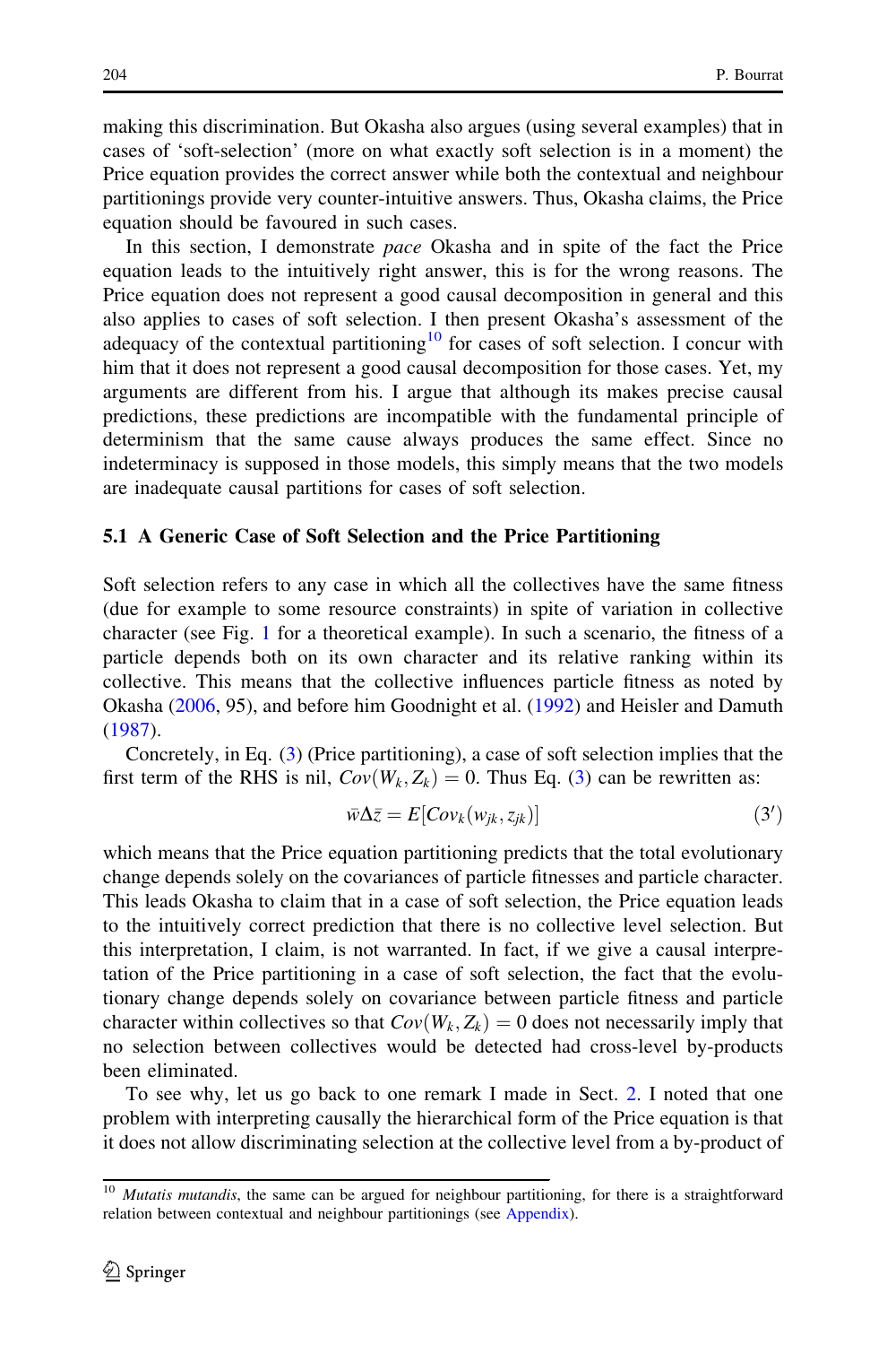making this discrimination. But Okasha also argues (using several examples) that in cases of 'soft-selection' (more on what exactly soft selection is in a moment) the Price equation provides the correct answer while both the contextual and neighbour partitionings provide very counter-intuitive answers. Thus, Okasha claims, the Price equation should be favoured in such cases.

In this section, I demonstrate *pace* Okasha and in spite of the fact the Price equation leads to the intuitively right answer, this is for the wrong reasons. The Price equation does not represent a good causal decomposition in general and this also applies to cases of soft selection. I then present Okasha's assessment of the adequacy of the contextual partitioning[10] for cases of soft selection. I concur with him that it does not represent a good causal decomposition for those cases. Yet, my arguments are different from his. I argue that although its makes precise causal predictions, these predictions are incompatible with the fundamental principle of determinism that the same cause always produces the same effect. Since no indeterminacy is supposed in those models, this simply means that the two models are inadequate causal partitions for cases of soft selection.

### 5.1 A Generic Case of Soft Selection and the Price Partitioning

Soft selection refers to any case in which all the collectives have the same fitness (due for example to some resource constraints) in spite of variation in collective character (see Fig. 1 for a theoretical example). In such a scenario, the fitness of a particle depends both on its own character and its relative ranking within its collective. This means that the collective influences particle fitness as noted by Okasha (2006, 95), and before him Goodnight et al. (1992) and Heisler and Damuth (1987).

Concretely, in Eq. (3) (Price partitioning), a case of soft selection implies that the first term of the RHS is nil, $Cov(W_k, Z_k) = 0$. Thus Eq. (3) can be rewritten as:

$$\bar{w}\Delta\bar{z} = E[Cov_k(w_{jk}, z_{jk})] \qquad (3')$$

which means that the Price equation partitioning predicts that the total evolutionary change depends solely on the covariances of particle fitnesses and particle character. This leads Okasha to claim that in a case of soft selection, the Price equation leads to the intuitively correct prediction that there is no collective level selection. But this interpretation, I claim, is not warranted. In fact, if we give a causal interpretation of the Price partitioning in a case of soft selection, the fact that the evolutionary change depends solely on covariance between particle fitness and particle character within collectives so that $Cov(W_k, Z_k) = 0$ does not necessarily imply that no selection between collectives would be detected had cross-level by-products been eliminated.

To see why, let us go back to one remark I made in Sect. 2. I noted that one problem with interpreting causally the hierarchical form of the Price equation is that it does not allow discriminating selection at the collective level from a by-product of

[10] *Mutatis mutandis*, the same can be argued for neighbour partitioning, for there is a straightforward relation between contextual and neighbour partitionings (see Appendix).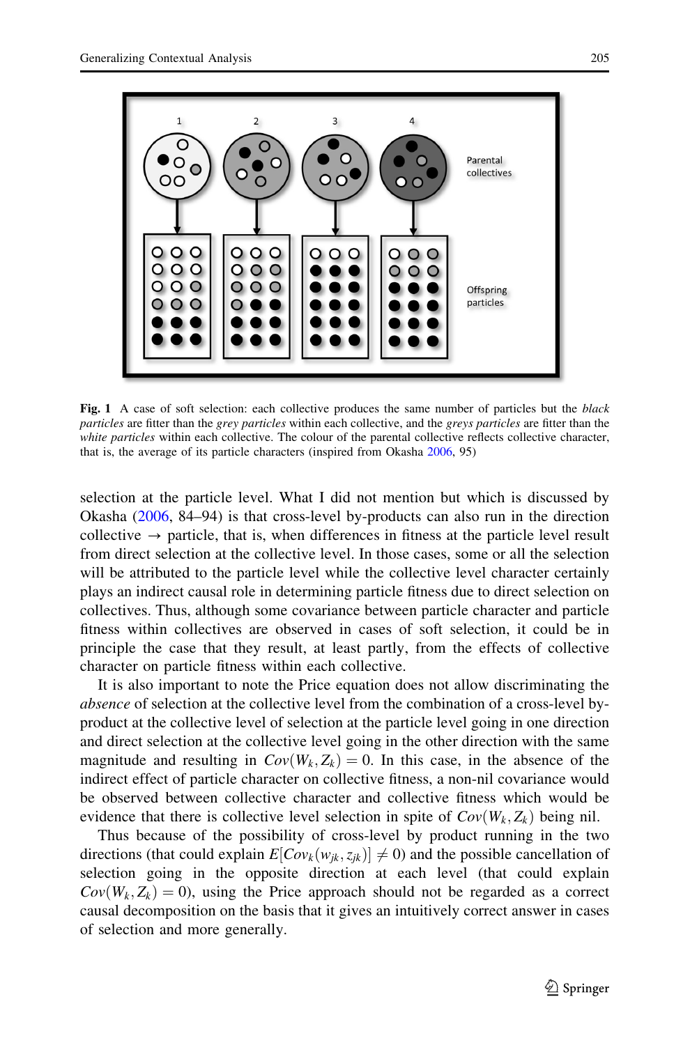**Fig. 1** A case of soft selection: each collective produces the same number of particles but the *black particles* are fitter than the *grey particles* within each collective, and the *greys particles* are fitter than the *white particles* within each collective. The colour of the parental collective reflects collective character, that is, the average of its particle characters (inspired from Okasha 2006, 95)

selection at the particle level. What I did not mention but which is discussed by Okasha (2006, 84–94) is that cross-level by-products can also run in the direction collective → particle, that is, when differences in fitness at the particle level result from direct selection at the collective level. In those cases, some or all the selection will be attributed to the particle level while the collective level character certainly plays an indirect causal role in determining particle fitness due to direct selection on collectives. Thus, although some covariance between particle character and particle fitness within collectives are observed in cases of soft selection, it could be in principle the case that they result, at least partly, from the effects of collective character on particle fitness within each collective.

It is also important to note the Price equation does not allow discriminating the *absence* of selection at the collective level from the combination of a cross-level by-product at the collective level of selection at the particle level going in one direction and direct selection at the collective level going in the other direction with the same magnitude and resulting in $Cov(W_k, Z_k) = 0$. In this case, in the absence of the indirect effect of particle character on collective fitness, a non-nil covariance would be observed between collective character and collective fitness which would be evidence that there is collective level selection in spite of $Cov(W_k, Z_k)$ being nil.

Thus because of the possibility of cross-level by product running in the two directions (that could explain $E[Cov_k(w_{jk}, z_{jk})] \neq 0$) and the possible cancellation of selection going in the opposite direction at each level (that could explain $Cov(W_k, Z_k) = 0$), using the Price approach should not be regarded as a correct causal decomposition on the basis that it gives an intuitively correct answer in cases of selection and more generally.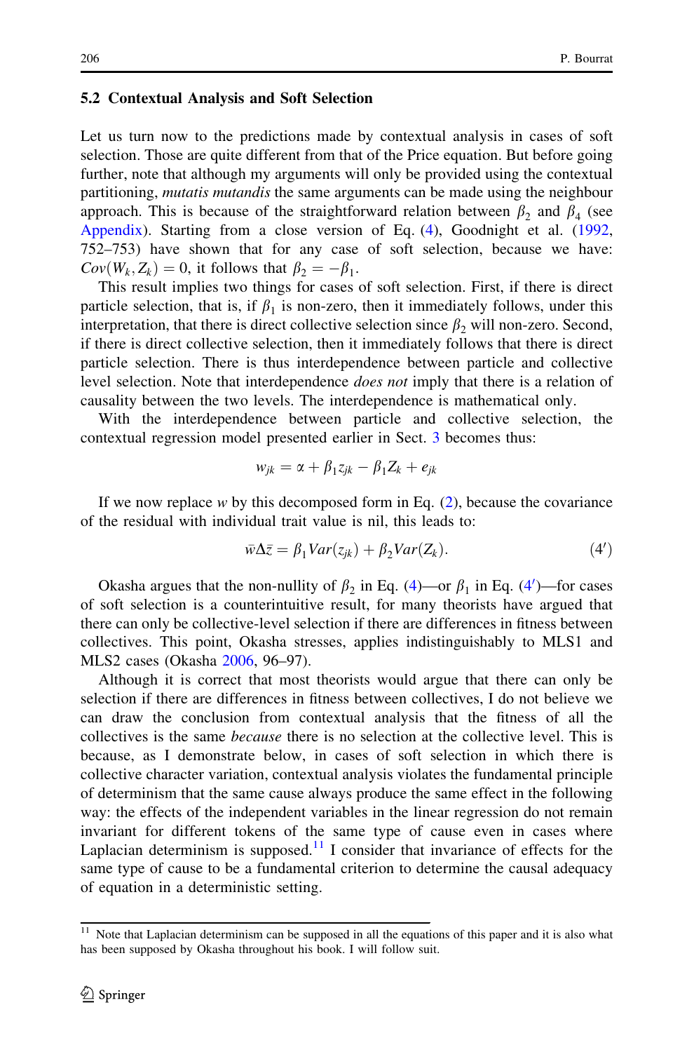### 5.2 Contextual Analysis and Soft Selection

Let us turn now to the predictions made by contextual analysis in cases of soft selection. Those are quite different from that of the Price equation. But before going further, note that although my arguments will only be provided using the contextual partitioning, *mutatis mutandis* the same arguments can be made using the neighbour approach. This is because of the straightforward relation between $\beta_2$ and $\beta_4$ (see Appendix). Starting from a close version of Eq. (4), Goodnight et al. (1992, 752–753) have shown that for any case of soft selection, because we have: $Cov(W_k, Z_k) = 0$, it follows that $\beta_2 = -\beta_1$.

This result implies two things for cases of soft selection. First, if there is direct particle selection, that is, if $\beta_1$ is non-zero, then it immediately follows, under this interpretation, that there is direct collective selection since $\beta_2$ will non-zero. Second, if there is direct collective selection, then it immediately follows that there is direct particle selection. There is thus interdependence between particle and collective level selection. Note that interdependence *does not* imply that there is a relation of causality between the two levels. The interdependence is mathematical only.

With the interdependence between particle and collective selection, the contextual regression model presented earlier in Sect. 3 becomes thus:

$$w_{jk} = \alpha + \beta_1 z_{jk} - \beta_1 Z_k + e_{jk}$$

If we now replace $w$ by this decomposed form in Eq. (2), because the covariance of the residual with individual trait value is nil, this leads to:

$$\bar{w}\Delta\bar{z} = \beta_1 Var(z_{jk}) + \beta_2 Var(Z_k). \tag{4'}$$

Okasha argues that the non-nullity of $\beta_2$ in Eq. (4)—or $\beta_1$ in Eq. (4′)—for cases of soft selection is a counterintuitive result, for many theorists have argued that there can only be collective-level selection if there are differences in fitness between collectives. This point, Okasha stresses, applies indistinguishably to MLS1 and MLS2 cases (Okasha 2006, 96–97).

Although it is correct that most theorists would argue that there can only be selection if there are differences in fitness between collectives, I do not believe we can draw the conclusion from contextual analysis that the fitness of all the collectives is the same *because* there is no selection at the collective level. This is because, as I demonstrate below, in cases of soft selection in which there is collective character variation, contextual analysis violates the fundamental principle of determinism that the same cause always produce the same effect in the following way: the effects of the independent variables in the linear regression do not remain invariant for different tokens of the same type of cause even in cases where Laplacian determinism is supposed.[11] I consider that invariance of effects for the same type of cause to be a fundamental criterion to determine the causal adequacy of equation in a deterministic setting.

---

[11] Note that Laplacian determinism can be supposed in all the equations of this paper and it is also what has been supposed by Okasha throughout his book. I will follow suit.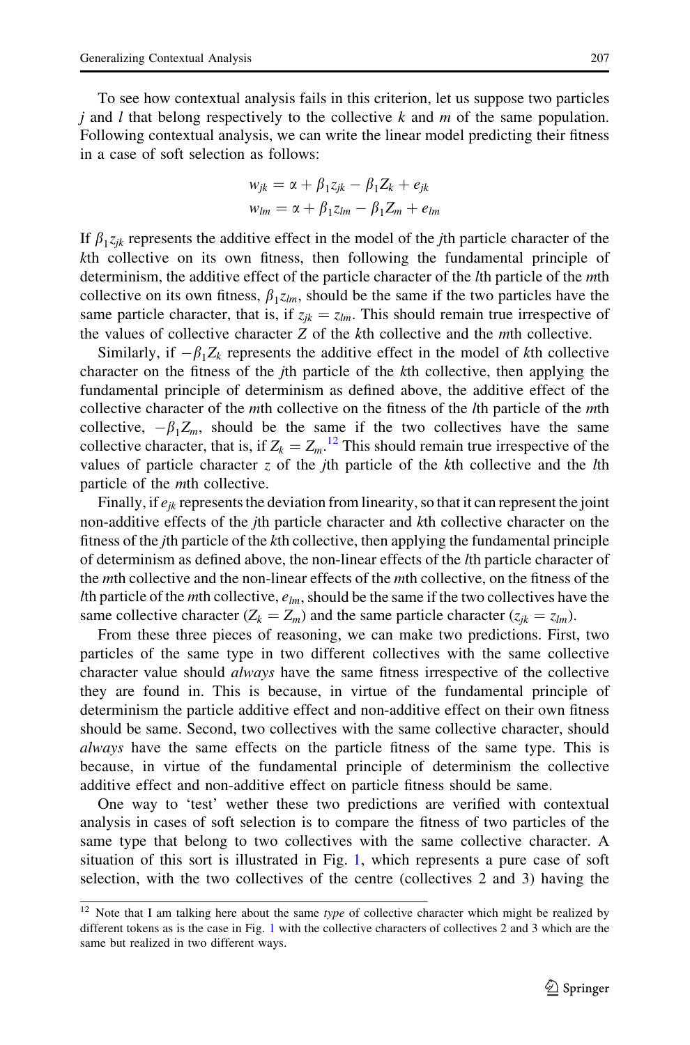To see how contextual analysis fails in this criterion, let us suppose two particles $j$ and $l$ that belong respectively to the collective $k$ and $m$ of the same population. Following contextual analysis, we can write the linear model predicting their fitness in a case of soft selection as follows:

$$w_{jk} = \alpha + \beta_1 z_{jk} - \beta_1 Z_k + e_{jk}$$
$$w_{lm} = \alpha + \beta_1 z_{lm} - \beta_1 Z_m + e_{lm}$$

If $\beta_1 z_{jk}$ represents the additive effect in the model of the $j$th particle character of the $k$th collective on its own fitness, then following the fundamental principle of determinism, the additive effect of the particle character of the $l$th particle of the $m$th collective on its own fitness, $\beta_1 z_{lm}$, should be the same if the two particles have the same particle character, that is, if $z_{jk} = z_{lm}$. This should remain true irrespective of the values of collective character $Z$ of the $k$th collective and the $m$th collective.

Similarly, if $-\beta_1 Z_k$ represents the additive effect in the model of $k$th collective character on the fitness of the $j$th particle of the $k$th collective, then applying the fundamental principle of determinism as defined above, the additive effect of the collective character of the $m$th collective on the fitness of the $l$th particle of the $m$th collective, $-\beta_1 Z_m$, should be the same if the two collectives have the same collective character, that is, if $Z_k = Z_m$.[12] This should remain true irrespective of the values of particle character $z$ of the $j$th particle of the $k$th collective and the $l$th particle of the $m$th collective.

Finally, if $e_{jk}$ represents the deviation from linearity, so that it can represent the joint non-additive effects of the $j$th particle character and $k$th collective character on the fitness of the $j$th particle of the $k$th collective, then applying the fundamental principle of determinism as defined above, the non-linear effects of the $l$th particle character of the $m$th collective and the non-linear effects of the $m$th collective, on the fitness of the $l$th particle of the $m$th collective, $e_{lm}$, should be the same if the two collectives have the same collective character ($Z_k = Z_m$) and the same particle character ($z_{jk} = z_{lm}$).

From these three pieces of reasoning, we can make two predictions. First, two particles of the same type in two different collectives with the same collective character value should *always* have the same fitness irrespective of the collective they are found in. This is because, in virtue of the fundamental principle of determinism the particle additive effect and non-additive effect on their own fitness should be same. Second, two collectives with the same collective character, should *always* have the same effects on the particle fitness of the same type. This is because, in virtue of the fundamental principle of determinism the collective additive effect and non-additive effect on particle fitness should be same.

One way to 'test' wether these two predictions are verified with contextual analysis in cases of soft selection is to compare the fitness of two particles of the same type that belong to two collectives with the same collective character. A situation of this sort is illustrated in Fig. 1, which represents a pure case of soft selection, with the two collectives of the centre (collectives 2 and 3) having the

[12] Note that I am talking here about the same *type* of collective character which might be realized by different tokens as is the case in Fig. 1 with the collective characters of collectives 2 and 3 which are the same but realized in two different ways.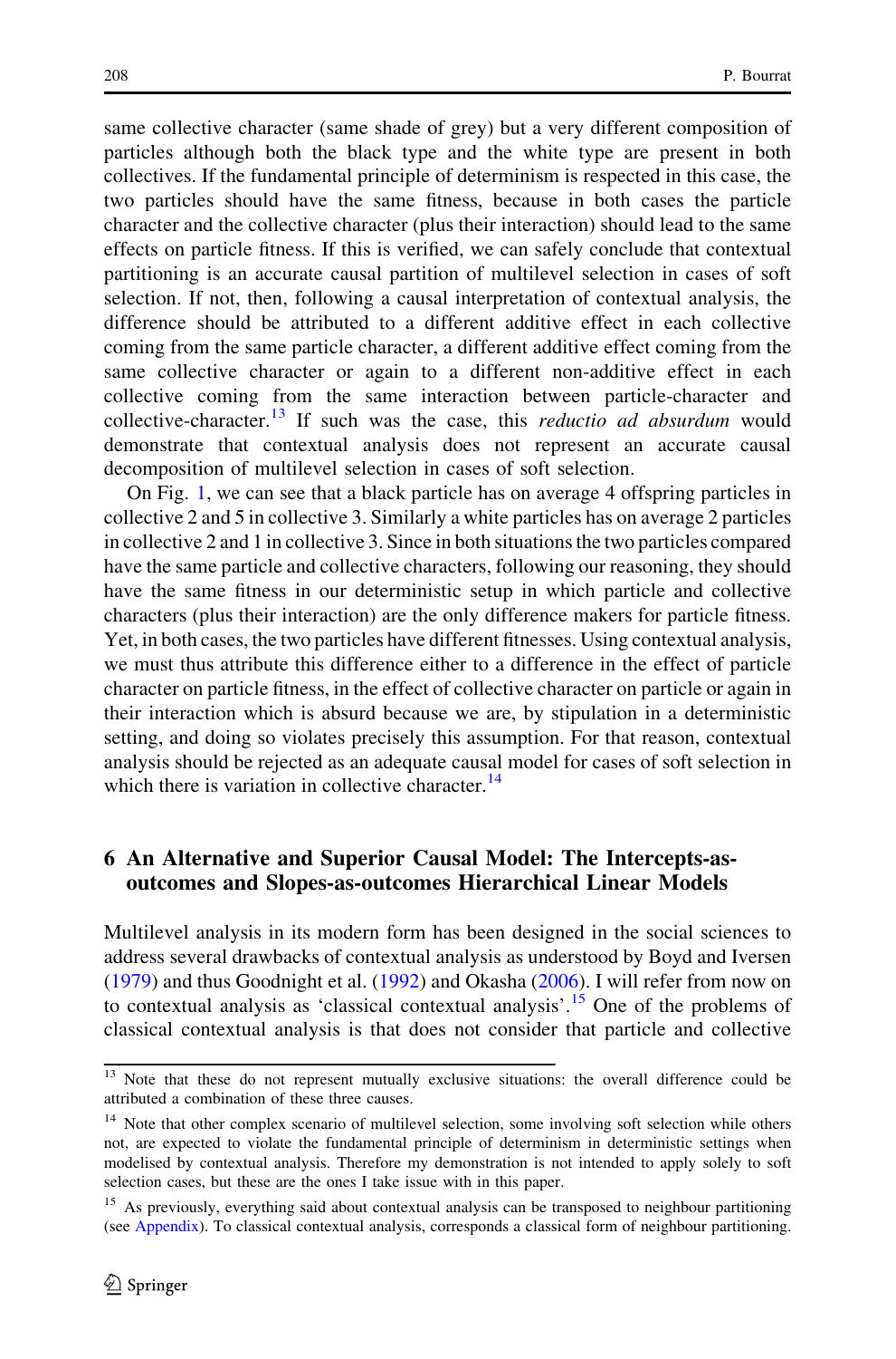same collective character (same shade of grey) but a very different composition of particles although both the black type and the white type are present in both collectives. If the fundamental principle of determinism is respected in this case, the two particles should have the same fitness, because in both cases the particle character and the collective character (plus their interaction) should lead to the same effects on particle fitness. If this is verified, we can safely conclude that contextual partitioning is an accurate causal partition of multilevel selection in cases of soft selection. If not, then, following a causal interpretation of contextual analysis, the difference should be attributed to a different additive effect in each collective coming from the same particle character, a different additive effect coming from the same collective character or again to a different non-additive effect in each collective coming from the same interaction between particle-character and collective-character.[13] If such was the case, this *reductio ad absurdum* would demonstrate that contextual analysis does not represent an accurate causal decomposition of multilevel selection in cases of soft selection.

On Fig. 1, we can see that a black particle has on average 4 offspring particles in collective 2 and 5 in collective 3. Similarly a white particles has on average 2 particles in collective 2 and 1 in collective 3. Since in both situations the two particles compared have the same particle and collective characters, following our reasoning, they should have the same fitness in our deterministic setup in which particle and collective characters (plus their interaction) are the only difference makers for particle fitness. Yet, in both cases, the two particles have different fitnesses. Using contextual analysis, we must thus attribute this difference either to a difference in the effect of particle character on particle fitness, in the effect of collective character on particle or again in their interaction which is absurd because we are, by stipulation in a deterministic setting, and doing so violates precisely this assumption. For that reason, contextual analysis should be rejected as an adequate causal model for cases of soft selection in which there is variation in collective character.[14]

## 6 An Alternative and Superior Causal Model: The Intercepts-as-outcomes and Slopes-as-outcomes Hierarchical Linear Models

Multilevel analysis in its modern form has been designed in the social sciences to address several drawbacks of contextual analysis as understood by Boyd and Iversen (1979) and thus Goodnight et al. (1992) and Okasha (2006). I will refer from now on to contextual analysis as 'classical contextual analysis'.[15] One of the problems of classical contextual analysis is that does not consider that particle and collective

[13] Note that these do not represent mutually exclusive situations: the overall difference could be attributed a combination of these three causes.

[14] Note that other complex scenario of multilevel selection, some involving soft selection while others not, are expected to violate the fundamental principle of determinism in deterministic settings when modelised by contextual analysis. Therefore my demonstration is not intended to apply solely to soft selection cases, but these are the ones I take issue with in this paper.

[15] As previously, everything said about contextual analysis can be transposed to neighbour partitioning (see Appendix). To classical contextual analysis, corresponds a classical form of neighbour partitioning.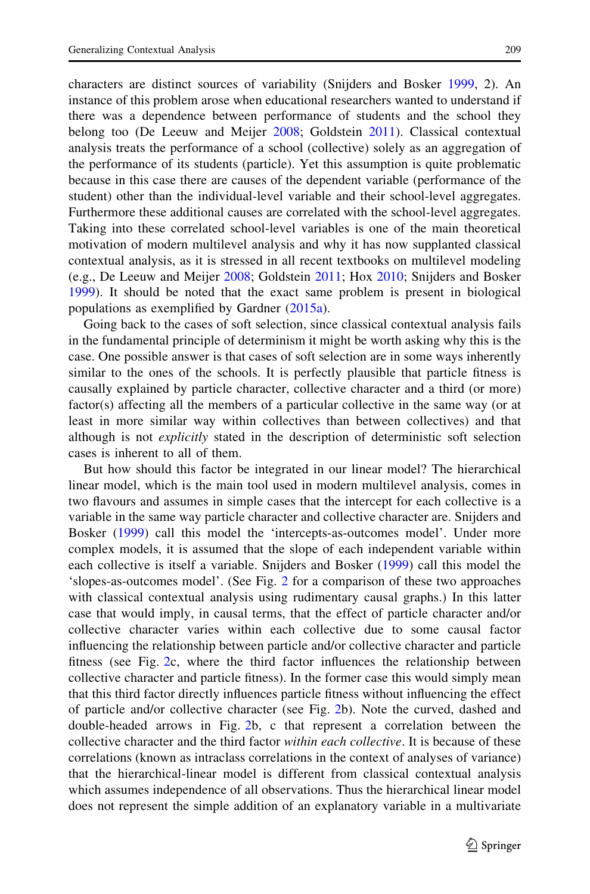characters are distinct sources of variability (Snijders and Bosker 1999, 2). An instance of this problem arose when educational researchers wanted to understand if there was a dependence between performance of students and the school they belong too (De Leeuw and Meijer 2008; Goldstein 2011). Classical contextual analysis treats the performance of a school (collective) solely as an aggregation of the performance of its students (particle). Yet this assumption is quite problematic because in this case there are causes of the dependent variable (performance of the student) other than the individual-level variable and their school-level aggregates. Furthermore these additional causes are correlated with the school-level aggregates. Taking into these correlated school-level variables is one of the main theoretical motivation of modern multilevel analysis and why it has now supplanted classical contextual analysis, as it is stressed in all recent textbooks on multilevel modeling (e.g., De Leeuw and Meijer 2008; Goldstein 2011; Hox 2010; Snijders and Bosker 1999). It should be noted that the exact same problem is present in biological populations as exemplified by Gardner (2015a).

Going back to the cases of soft selection, since classical contextual analysis fails in the fundamental principle of determinism it might be worth asking why this is the case. One possible answer is that cases of soft selection are in some ways inherently similar to the ones of the schools. It is perfectly plausible that particle fitness is causally explained by particle character, collective character and a third (or more) factor(s) affecting all the members of a particular collective in the same way (or at least in more similar way within collectives than between collectives) and that although is not *explicitly* stated in the description of deterministic soft selection cases is inherent to all of them.

But how should this factor be integrated in our linear model? The hierarchical linear model, which is the main tool used in modern multilevel analysis, comes in two flavours and assumes in simple cases that the intercept for each collective is a variable in the same way particle character and collective character are. Snijders and Bosker (1999) call this model the 'intercepts-as-outcomes model'. Under more complex models, it is assumed that the slope of each independent variable within each collective is itself a variable. Snijders and Bosker (1999) call this model the 'slopes-as-outcomes model'. (See Fig. 2 for a comparison of these two approaches with classical contextual analysis using rudimentary causal graphs.) In this latter case that would imply, in causal terms, that the effect of particle character and/or collective character varies within each collective due to some causal factor influencing the relationship between particle and/or collective character and particle fitness (see Fig. 2c, where the third factor influences the relationship between collective character and particle fitness). In the former case this would simply mean that this third factor directly influences particle fitness without influencing the effect of particle and/or collective character (see Fig. 2b). Note the curved, dashed and double-headed arrows in Fig. 2b, c that represent a correlation between the collective character and the third factor *within each collective*. It is because of these correlations (known as intraclass correlations in the context of analyses of variance) that the hierarchical-linear model is different from classical contextual analysis which assumes independence of all observations. Thus the hierarchical linear model does not represent the simple addition of an explanatory variable in a multivariate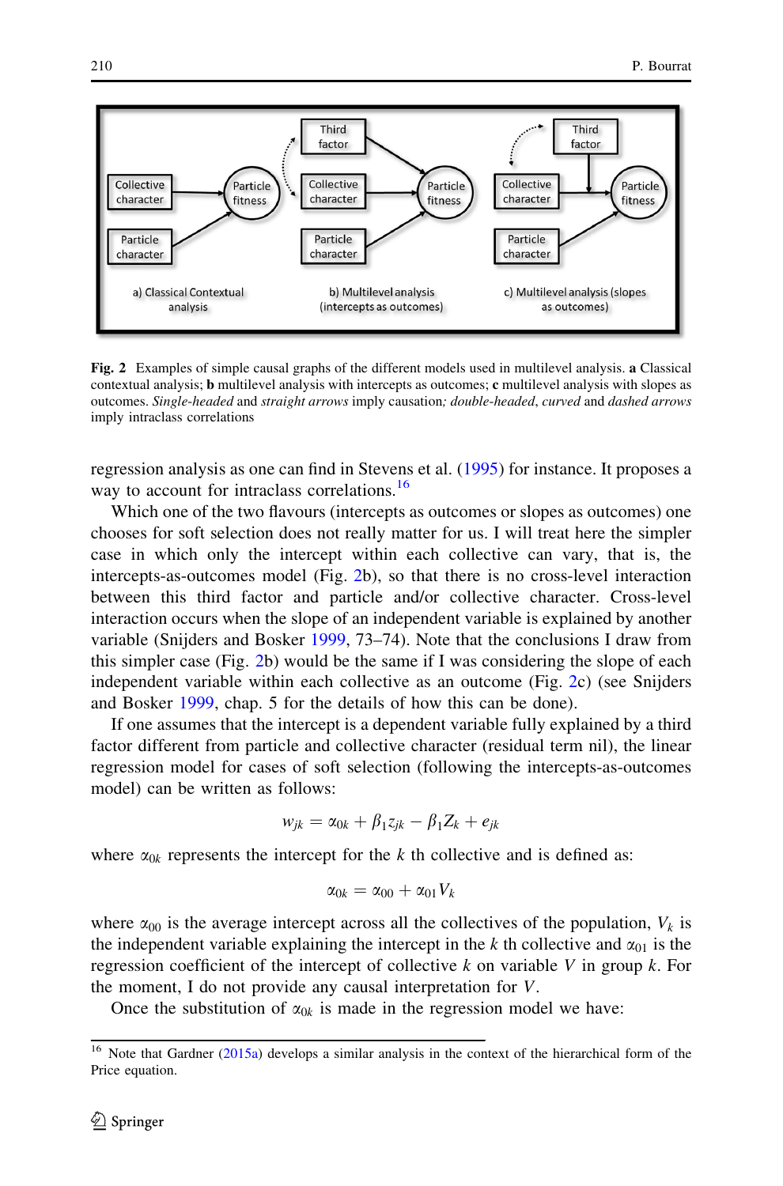Fig. 2 Examples of simple causal graphs of the different models used in multilevel analysis. **a** Classical contextual analysis; **b** multilevel analysis with intercepts as outcomes; **c** multilevel analysis with slopes as outcomes. *Single-headed* and *straight arrows* imply causation*; double-headed*, *curved* and *dashed arrows* imply intraclass correlations

regression analysis as one can find in Stevens et al. (1995) for instance. It proposes a way to account for intraclass correlations.[16]

Which one of the two flavours (intercepts as outcomes or slopes as outcomes) one chooses for soft selection does not really matter for us. I will treat here the simpler case in which only the intercept within each collective can vary, that is, the intercepts-as-outcomes model (Fig. 2b), so that there is no cross-level interaction between this third factor and particle and/or collective character. Cross-level interaction occurs when the slope of an independent variable is explained by another variable (Snijders and Bosker 1999, 73–74). Note that the conclusions I draw from this simpler case (Fig. 2b) would be the same if I was considering the slope of each independent variable within each collective as an outcome (Fig. 2c) (see Snijders and Bosker 1999, chap. 5 for the details of how this can be done).

If one assumes that the intercept is a dependent variable fully explained by a third factor different from particle and collective character (residual term nil), the linear regression model for cases of soft selection (following the intercepts-as-outcomes model) can be written as follows:

$$w_{jk} = \alpha_{0k} + \beta_1 z_{jk} - \beta_1 Z_k + e_{jk}$$

where $\alpha_{0k}$ represents the intercept for the $k$ th collective and is defined as:

$$\alpha_{0k} = \alpha_{00} + \alpha_{01} V_k$$

where $\alpha_{00}$ is the average intercept across all the collectives of the population, $V_k$ is the independent variable explaining the intercept in the $k$ th collective and $\alpha_{01}$ is the regression coefficient of the intercept of collective $k$ on variable $V$ in group $k$. For the moment, I do not provide any causal interpretation for $V$.

Once the substitution of $\alpha_{0k}$ is made in the regression model we have:

[16] Note that Gardner (2015a) develops a similar analysis in the context of the hierarchical form of the Price equation.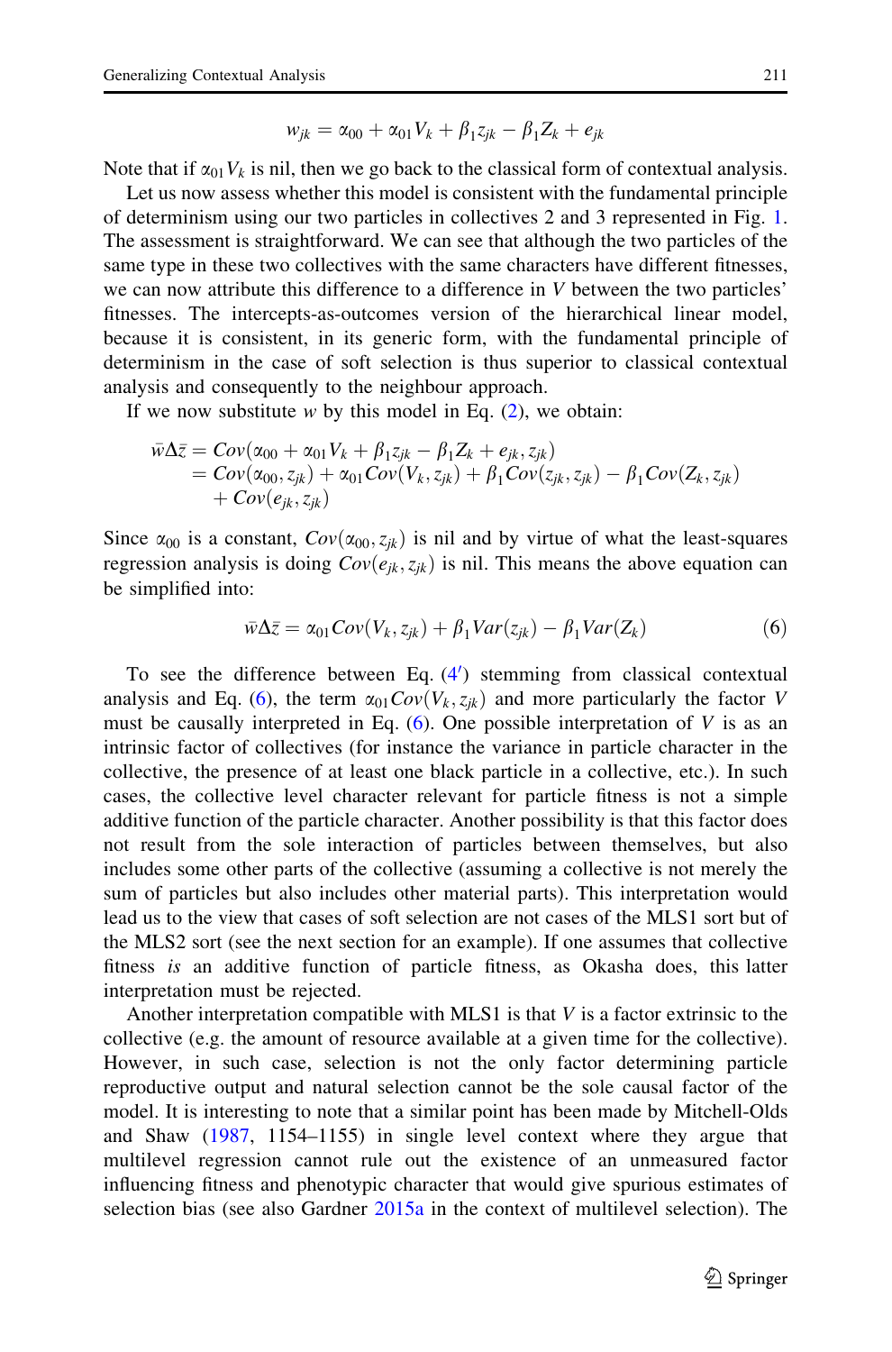$$w_{jk} = \alpha_{00} + \alpha_{01} V_k + \beta_1 z_{jk} - \beta_1 Z_k + e_{jk}$$

Note that if $\alpha_{01} V_k$ is nil, then we go back to the classical form of contextual analysis.

Let us now assess whether this model is consistent with the fundamental principle of determinism using our two particles in collectives 2 and 3 represented in Fig. 1. The assessment is straightforward. We can see that although the two particles of the same type in these two collectives with the same characters have different fitnesses, we can now attribute this difference to a difference in $V$ between the two particles' fitnesses. The intercepts-as-outcomes version of the hierarchical linear model, because it is consistent, in its generic form, with the fundamental principle of determinism in the case of soft selection is thus superior to classical contextual analysis and consequently to the neighbour approach.

If we now substitute $w$ by this model in Eq. (2), we obtain:

$$\begin{aligned}
\bar{w}\Delta\bar{z} &= Cov(\alpha_{00} + \alpha_{01} V_k + \beta_1 z_{jk} - \beta_1 Z_k + e_{jk}, z_{jk}) \\
&= Cov(\alpha_{00}, z_{jk}) + \alpha_{01} Cov(V_k, z_{jk}) + \beta_1 Cov(z_{jk}, z_{jk}) - \beta_1 Cov(Z_k, z_{jk}) \\
&\quad + Cov(e_{jk}, z_{jk})
\end{aligned}$$

Since $\alpha_{00}$ is a constant, $Cov(\alpha_{00}, z_{jk})$ is nil and by virtue of what the least-squares regression analysis is doing $Cov(e_{jk}, z_{jk})$ is nil. This means the above equation can be simplified into:

$$\bar{w}\Delta\bar{z} = \alpha_{01} Cov(V_k, z_{jk}) + \beta_1 Var(z_{jk}) - \beta_1 Var(Z_k) \tag{6}$$

To see the difference between Eq. (4′) stemming from classical contextual analysis and Eq. (6), the term $\alpha_{01} Cov(V_k, z_{jk})$ and more particularly the factor $V$ must be causally interpreted in Eq. (6). One possible interpretation of $V$ is as an intrinsic factor of collectives (for instance the variance in particle character in the collective, the presence of at least one black particle in a collective, etc.). In such cases, the collective level character relevant for particle fitness is not a simple additive function of the particle character. Another possibility is that this factor does not result from the sole interaction of particles between themselves, but also includes some other parts of the collective (assuming a collective is not merely the sum of particles but also includes other material parts). This interpretation would lead us to the view that cases of soft selection are not cases of the MLS1 sort but of the MLS2 sort (see the next section for an example). If one assumes that collective fitness *is* an additive function of particle fitness, as Okasha does, this latter interpretation must be rejected.

Another interpretation compatible with MLS1 is that $V$ is a factor extrinsic to the collective (e.g. the amount of resource available at a given time for the collective). However, in such case, selection is not the only factor determining particle reproductive output and natural selection cannot be the sole causal factor of the model. It is interesting to note that a similar point has been made by Mitchell-Olds and Shaw (1987, 1154–1155) in single level context where they argue that multilevel regression cannot rule out the existence of an unmeasured factor influencing fitness and phenotypic character that would give spurious estimates of selection bias (see also Gardner 2015a in the context of multilevel selection). The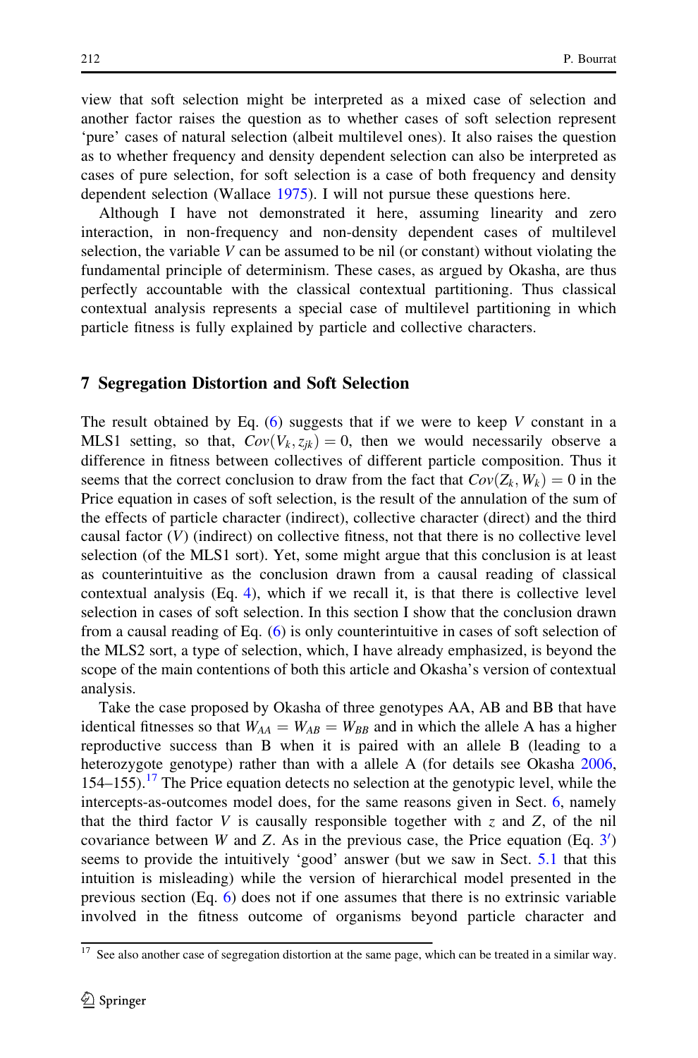view that soft selection might be interpreted as a mixed case of selection and another factor raises the question as to whether cases of soft selection represent 'pure' cases of natural selection (albeit multilevel ones). It also raises the question as to whether frequency and density dependent selection can also be interpreted as cases of pure selection, for soft selection is a case of both frequency and density dependent selection (Wallace 1975). I will not pursue these questions here.

Although I have not demonstrated it here, assuming linearity and zero interaction, in non-frequency and non-density dependent cases of multilevel selection, the variable $V$ can be assumed to be nil (or constant) without violating the fundamental principle of determinism. These cases, as argued by Okasha, are thus perfectly accountable with the classical contextual partitioning. Thus classical contextual analysis represents a special case of multilevel partitioning in which particle fitness is fully explained by particle and collective characters.

## 7 Segregation Distortion and Soft Selection

The result obtained by Eq. (6) suggests that if we were to keep $V$ constant in a MLS1 setting, so that, $Cov(V_k, z_{jk}) = 0$, then we would necessarily observe a difference in fitness between collectives of different particle composition. Thus it seems that the correct conclusion to draw from the fact that $Cov(Z_k, W_k) = 0$ in the Price equation in cases of soft selection, is the result of the annulation of the sum of the effects of particle character (indirect), collective character (direct) and the third causal factor ($V$) (indirect) on collective fitness, not that there is no collective level selection (of the MLS1 sort). Yet, some might argue that this conclusion is at least as counterintuitive as the conclusion drawn from a causal reading of classical contextual analysis (Eq. 4), which if we recall it, is that there is collective level selection in cases of soft selection. In this section I show that the conclusion drawn from a causal reading of Eq. (6) is only counterintuitive in cases of soft selection of the MLS2 sort, a type of selection, which, I have already emphasized, is beyond the scope of the main contentions of both this article and Okasha's version of contextual analysis.

Take the case proposed by Okasha of three genotypes AA, AB and BB that have identical fitnesses so that $W_{AA} = W_{AB} = W_{BB}$ and in which the allele A has a higher reproductive success than B when it is paired with an allele B (leading to a heterozygote genotype) rather than with a allele A (for details see Okasha 2006, 154–155).[17] The Price equation detects no selection at the genotypic level, while the intercepts-as-outcomes model does, for the same reasons given in Sect. 6, namely that the third factor $V$ is causally responsible together with $z$ and $Z$, of the nil covariance between $W$ and $Z$. As in the previous case, the Price equation (Eq. $3'$) seems to provide the intuitively 'good' answer (but we saw in Sect. 5.1 that this intuition is misleading) while the version of hierarchical model presented in the previous section (Eq. 6) does not if one assumes that there is no extrinsic variable involved in the fitness outcome of organisms beyond particle character and

[17] See also another case of segregation distortion at the same page, which can be treated in a similar way.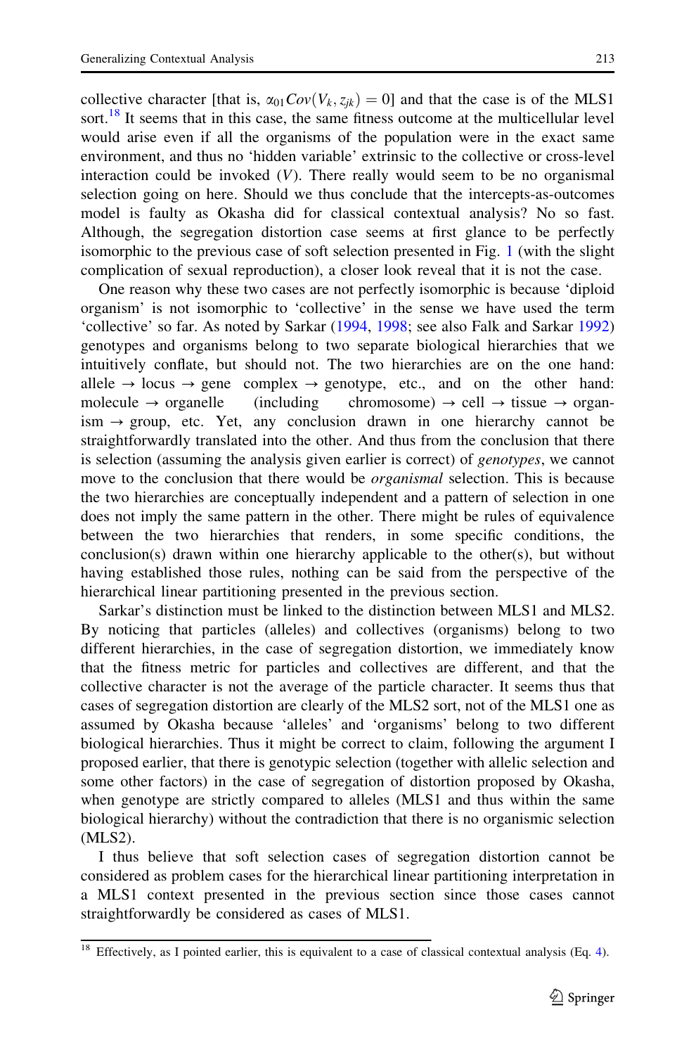collective character [that is, $\alpha_{01}Cov(V_k, z_{jk}) = 0$] and that the case is of the MLS1 sort.[18] It seems that in this case, the same fitness outcome at the multicellular level would arise even if all the organisms of the population were in the exact same environment, and thus no 'hidden variable' extrinsic to the collective or cross-level interaction could be invoked ($V$). There really would seem to be no organismal selection going on here. Should we thus conclude that the intercepts-as-outcomes model is faulty as Okasha did for classical contextual analysis? No so fast. Although, the segregation distortion case seems at first glance to be perfectly isomorphic to the previous case of soft selection presented in Fig. 1 (with the slight complication of sexual reproduction), a closer look reveal that it is not the case.

One reason why these two cases are not perfectly isomorphic is because 'diploid organism' is not isomorphic to 'collective' in the sense we have used the term 'collective' so far. As noted by Sarkar (1994, 1998; see also Falk and Sarkar 1992) genotypes and organisms belong to two separate biological hierarchies that we intuitively conflate, but should not. The two hierarchies are on the one hand: allele → locus → gene complex → genotype, etc., and on the other hand: molecule → organelle (including chromosome) → cell → tissue → organism → group, etc. Yet, any conclusion drawn in one hierarchy cannot be straightforwardly translated into the other. And thus from the conclusion that there is selection (assuming the analysis given earlier is correct) of *genotypes*, we cannot move to the conclusion that there would be *organismal* selection. This is because the two hierarchies are conceptually independent and a pattern of selection in one does not imply the same pattern in the other. There might be rules of equivalence between the two hierarchies that renders, in some specific conditions, the conclusion(s) drawn within one hierarchy applicable to the other(s), but without having established those rules, nothing can be said from the perspective of the hierarchical linear partitioning presented in the previous section.

Sarkar's distinction must be linked to the distinction between MLS1 and MLS2. By noticing that particles (alleles) and collectives (organisms) belong to two different hierarchies, in the case of segregation distortion, we immediately know that the fitness metric for particles and collectives are different, and that the collective character is not the average of the particle character. It seems thus that cases of segregation distortion are clearly of the MLS2 sort, not of the MLS1 one as assumed by Okasha because 'alleles' and 'organisms' belong to two different biological hierarchies. Thus it might be correct to claim, following the argument I proposed earlier, that there is genotypic selection (together with allelic selection and some other factors) in the case of segregation of distortion proposed by Okasha, when genotype are strictly compared to alleles (MLS1 and thus within the same biological hierarchy) without the contradiction that there is no organismic selection (MLS2).

I thus believe that soft selection cases of segregation distortion cannot be considered as problem cases for the hierarchical linear partitioning interpretation in a MLS1 context presented in the previous section since those cases cannot straightforwardly be considered as cases of MLS1.

[18] Effectively, as I pointed earlier, this is equivalent to a case of classical contextual analysis (Eq. 4).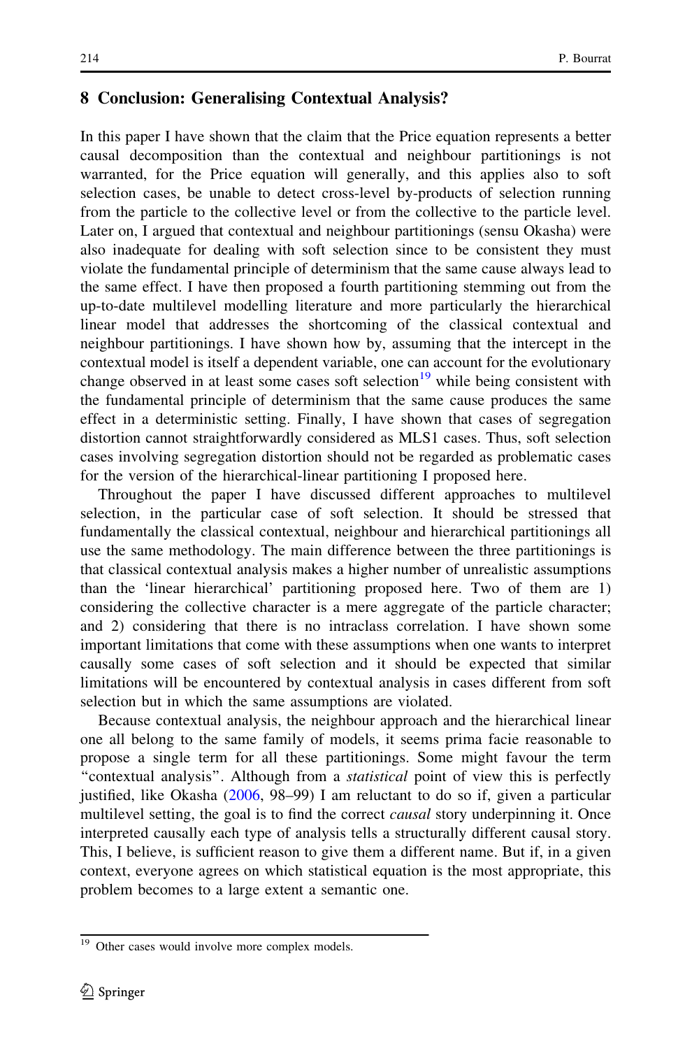## 8 Conclusion: Generalising Contextual Analysis?

In this paper I have shown that the claim that the Price equation represents a better causal decomposition than the contextual and neighbour partitionings is not warranted, for the Price equation will generally, and this applies also to soft selection cases, be unable to detect cross-level by-products of selection running from the particle to the collective level or from the collective to the particle level. Later on, I argued that contextual and neighbour partitionings (sensu Okasha) were also inadequate for dealing with soft selection since to be consistent they must violate the fundamental principle of determinism that the same cause always lead to the same effect. I have then proposed a fourth partitioning stemming out from the up-to-date multilevel modelling literature and more particularly the hierarchical linear model that addresses the shortcoming of the classical contextual and neighbour partitionings. I have shown how by, assuming that the intercept in the contextual model is itself a dependent variable, one can account for the evolutionary change observed in at least some cases soft selection[19] while being consistent with the fundamental principle of determinism that the same cause produces the same effect in a deterministic setting. Finally, I have shown that cases of segregation distortion cannot straightforwardly considered as MLS1 cases. Thus, soft selection cases involving segregation distortion should not be regarded as problematic cases for the version of the hierarchical-linear partitioning I proposed here.

Throughout the paper I have discussed different approaches to multilevel selection, in the particular case of soft selection. It should be stressed that fundamentally the classical contextual, neighbour and hierarchical partitionings all use the same methodology. The main difference between the three partitionings is that classical contextual analysis makes a higher number of unrealistic assumptions than the 'linear hierarchical' partitioning proposed here. Two of them are 1) considering the collective character is a mere aggregate of the particle character; and 2) considering that there is no intraclass correlation. I have shown some important limitations that come with these assumptions when one wants to interpret causally some cases of soft selection and it should be expected that similar limitations will be encountered by contextual analysis in cases different from soft selection but in which the same assumptions are violated.

Because contextual analysis, the neighbour approach and the hierarchical linear one all belong to the same family of models, it seems prima facie reasonable to propose a single term for all these partitionings. Some might favour the term "contextual analysis". Although from a *statistical* point of view this is perfectly justified, like Okasha (2006, 98–99) I am reluctant to do so if, given a particular multilevel setting, the goal is to find the correct *causal* story underpinning it. Once interpreted causally each type of analysis tells a structurally different causal story. This, I believe, is sufficient reason to give them a different name. But if, in a given context, everyone agrees on which statistical equation is the most appropriate, this problem becomes to a large extent a semantic one.

[19] Other cases would involve more complex models.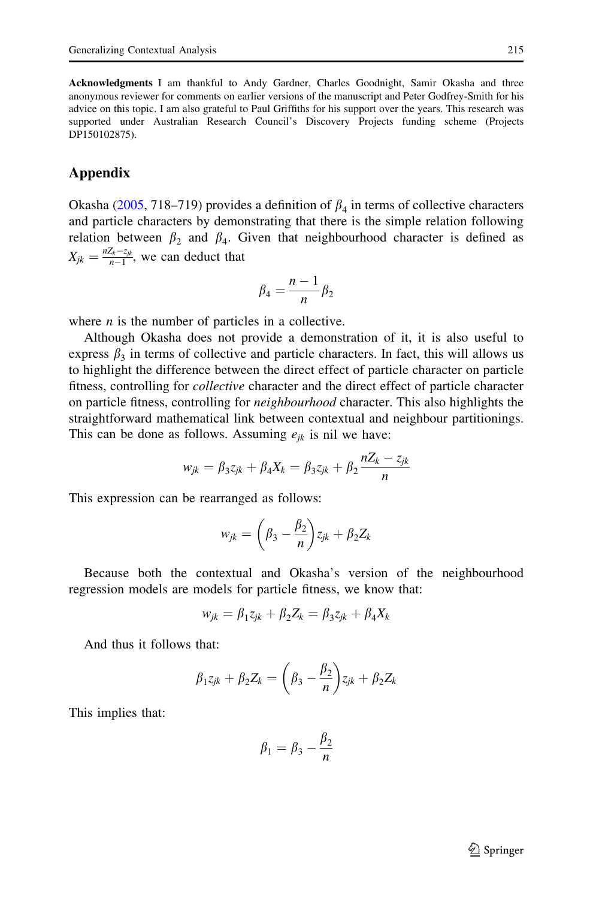**Acknowledgments** I am thankful to Andy Gardner, Charles Goodnight, Samir Okasha and three anonymous reviewer for comments on earlier versions of the manuscript and Peter Godfrey-Smith for his advice on this topic. I am also grateful to Paul Griffiths for his support over the years. This research was supported under Australian Research Council's Discovery Projects funding scheme (Projects DP150102875).

## Appendix

Okasha (2005, 718–719) provides a definition of $\beta_4$ in terms of collective characters and particle characters by demonstrating that there is the simple relation following relation between $\beta_2$ and $\beta_4$. Given that neighbourhood character is defined as $X_{jk} = \frac{nZ_k - z_{jk}}{n-1}$, we can deduct that

$$\beta_4 = \frac{n-1}{n}\beta_2$$

where $n$ is the number of particles in a collective.

Although Okasha does not provide a demonstration of it, it is also useful to express $\beta_3$ in terms of collective and particle characters. In fact, this will allows us to highlight the difference between the direct effect of particle character on particle fitness, controlling for *collective* character and the direct effect of particle character on particle fitness, controlling for *neighbourhood* character. This also highlights the straightforward mathematical link between contextual and neighbour partitionings. This can be done as follows. Assuming $e_{jk}$ is nil we have:

$$w_{jk} = \beta_3 z_{jk} + \beta_4 X_k = \beta_3 z_{jk} + \beta_2 \frac{nZ_k - z_{jk}}{n}$$

This expression can be rearranged as follows:

$$w_{jk} = \left(\beta_3 - \frac{\beta_2}{n}\right) z_{jk} + \beta_2 Z_k$$

Because both the contextual and Okasha's version of the neighbourhood regression models are models for particle fitness, we know that:

$$w_{jk} = \beta_1 z_{jk} + \beta_2 Z_k = \beta_3 z_{jk} + \beta_4 X_k$$

And thus it follows that:

$$\beta_1 z_{jk} + \beta_2 Z_k = \left(\beta_3 - \frac{\beta_2}{n}\right) z_{jk} + \beta_2 Z_k$$

This implies that:

$$\beta_1 = \beta_3 - \frac{\beta_2}{n}$$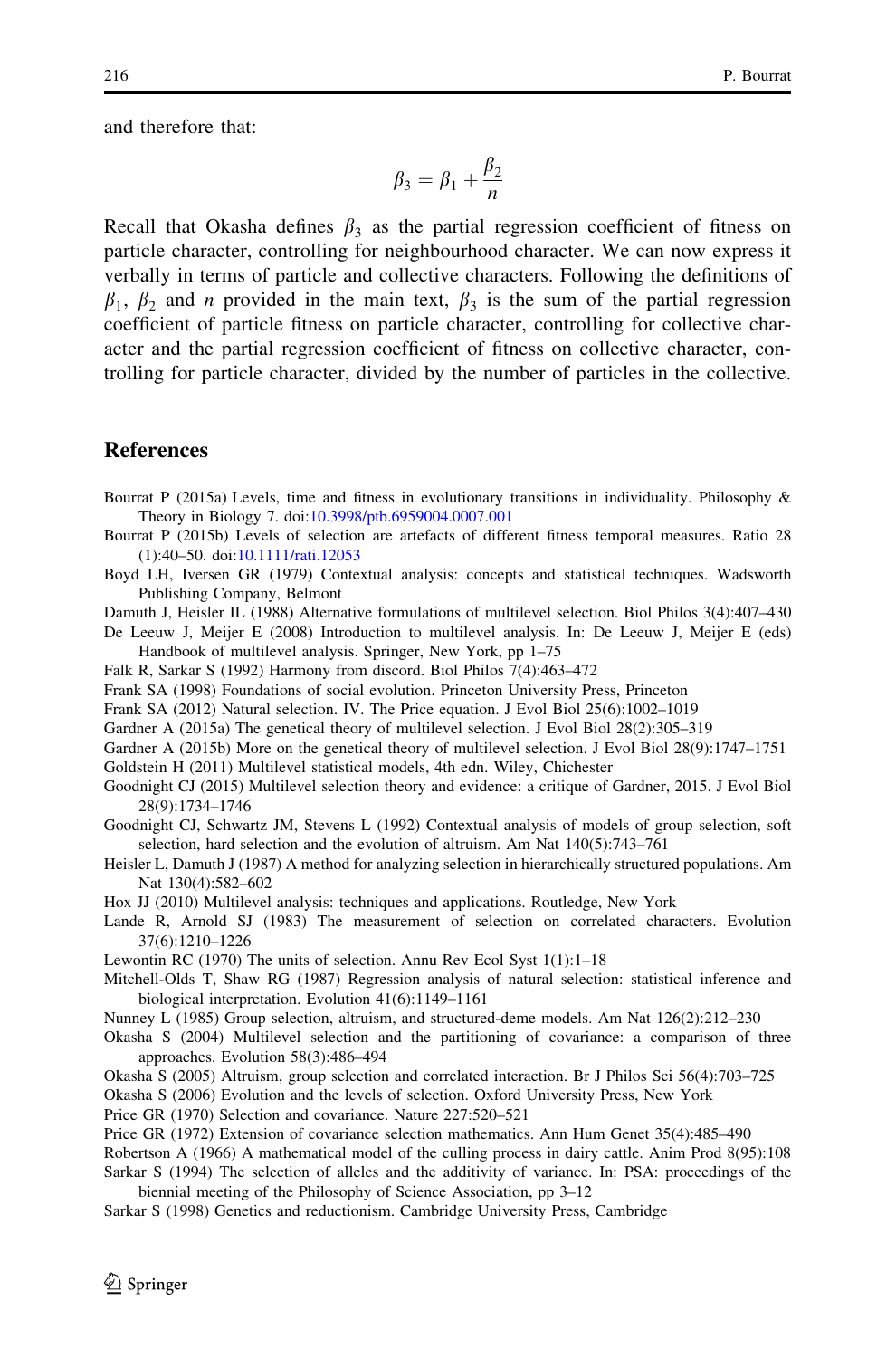and therefore that:

$$\beta_3 = \beta_1 + \frac{\beta_2}{n}$$

Recall that Okasha defines $\beta_3$ as the partial regression coefficient of fitness on particle character, controlling for neighbourhood character. We can now express it verbally in terms of particle and collective characters. Following the definitions of $\beta_1$, $\beta_2$ and $n$ provided in the main text, $\beta_3$ is the sum of the partial regression coefficient of particle fitness on particle character, controlling for collective character and the partial regression coefficient of fitness on collective character, controlling for particle character, divided by the number of particles in the collective.

## References

Bourrat P (2015a) Levels, time and fitness in evolutionary transitions in individuality. Philosophy & Theory in Biology 7. doi:10.3998/ptb.6959004.0007.001

Bourrat P (2015b) Levels of selection are artefacts of different fitness temporal measures. Ratio 28 (1):40–50. doi:10.1111/rati.12053

Boyd LH, Iversen GR (1979) Contextual analysis: concepts and statistical techniques. Wadsworth Publishing Company, Belmont

Damuth J, Heisler IL (1988) Alternative formulations of multilevel selection. Biol Philos 3(4):407–430

De Leeuw J, Meijer E (2008) Introduction to multilevel analysis. In: De Leeuw J, Meijer E (eds) Handbook of multilevel analysis. Springer, New York, pp 1–75

Falk R, Sarkar S (1992) Harmony from discord. Biol Philos 7(4):463–472

Frank SA (1998) Foundations of social evolution. Princeton University Press, Princeton

Frank SA (2012) Natural selection. IV. The Price equation. J Evol Biol 25(6):1002–1019

Gardner A (2015a) The genetical theory of multilevel selection. J Evol Biol 28(2):305–319

Gardner A (2015b) More on the genetical theory of multilevel selection. J Evol Biol 28(9):1747–1751

Goldstein H (2011) Multilevel statistical models, 4th edn. Wiley, Chichester

Goodnight CJ (2015) Multilevel selection theory and evidence: a critique of Gardner, 2015. J Evol Biol 28(9):1734–1746

Goodnight CJ, Schwartz JM, Stevens L (1992) Contextual analysis of models of group selection, soft selection, hard selection and the evolution of altruism. Am Nat 140(5):743–761

Heisler L, Damuth J (1987) A method for analyzing selection in hierarchically structured populations. Am Nat 130(4):582–602

Hox JJ (2010) Multilevel analysis: techniques and applications. Routledge, New York

Lande R, Arnold SJ (1983) The measurement of selection on correlated characters. Evolution 37(6):1210–1226

Lewontin RC (1970) The units of selection. Annu Rev Ecol Syst 1(1):1–18

Mitchell-Olds T, Shaw RG (1987) Regression analysis of natural selection: statistical inference and biological interpretation. Evolution 41(6):1149–1161

Nunney L (1985) Group selection, altruism, and structured-deme models. Am Nat 126(2):212–230

Okasha S (2004) Multilevel selection and the partitioning of covariance: a comparison of three approaches. Evolution 58(3):486–494

Okasha S (2005) Altruism, group selection and correlated interaction. Br J Philos Sci 56(4):703–725

Okasha S (2006) Evolution and the levels of selection. Oxford University Press, New York

Price GR (1970) Selection and covariance. Nature 227:520–521

Price GR (1972) Extension of covariance selection mathematics. Ann Hum Genet 35(4):485–490

Robertson A (1966) A mathematical model of the culling process in dairy cattle. Anim Prod 8(95):108

Sarkar S (1994) The selection of alleles and the additivity of variance. In: PSA: proceedings of the biennial meeting of the Philosophy of Science Association, pp 3–12

Sarkar S (1998) Genetics and reductionism. Cambridge University Press, Cambridge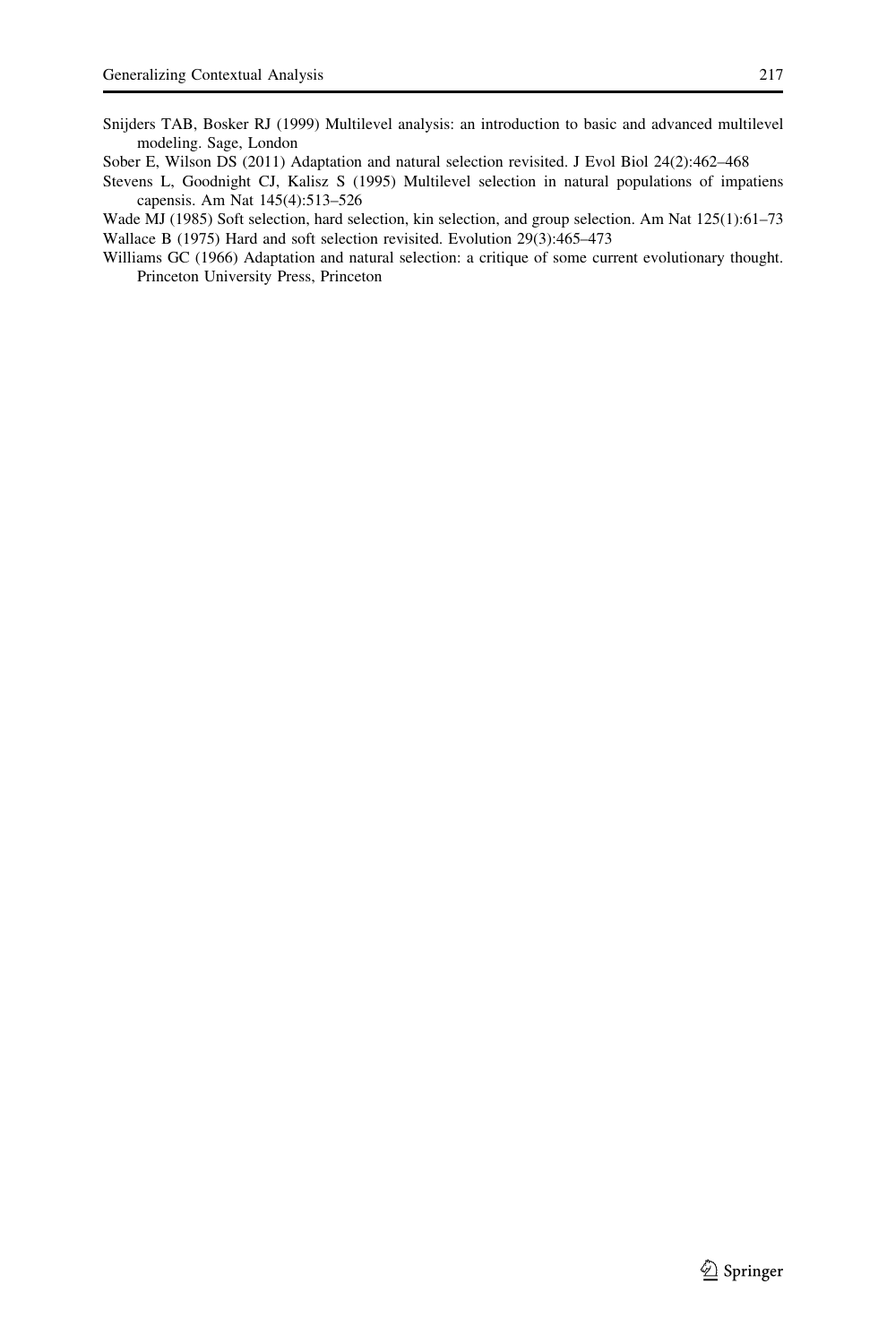Snijders TAB, Bosker RJ (1999) Multilevel analysis: an introduction to basic and advanced multilevel modeling. Sage, London

Sober E, Wilson DS (2011) Adaptation and natural selection revisited. J Evol Biol 24(2):462–468

Stevens L, Goodnight CJ, Kalisz S (1995) Multilevel selection in natural populations of impatiens capensis. Am Nat 145(4):513–526

Wade MJ (1985) Soft selection, hard selection, kin selection, and group selection. Am Nat 125(1):61–73

Wallace B (1975) Hard and soft selection revisited. Evolution 29(3):465–473

Williams GC (1966) Adaptation and natural selection: a critique of some current evolutionary thought. Princeton University Press, Princeton